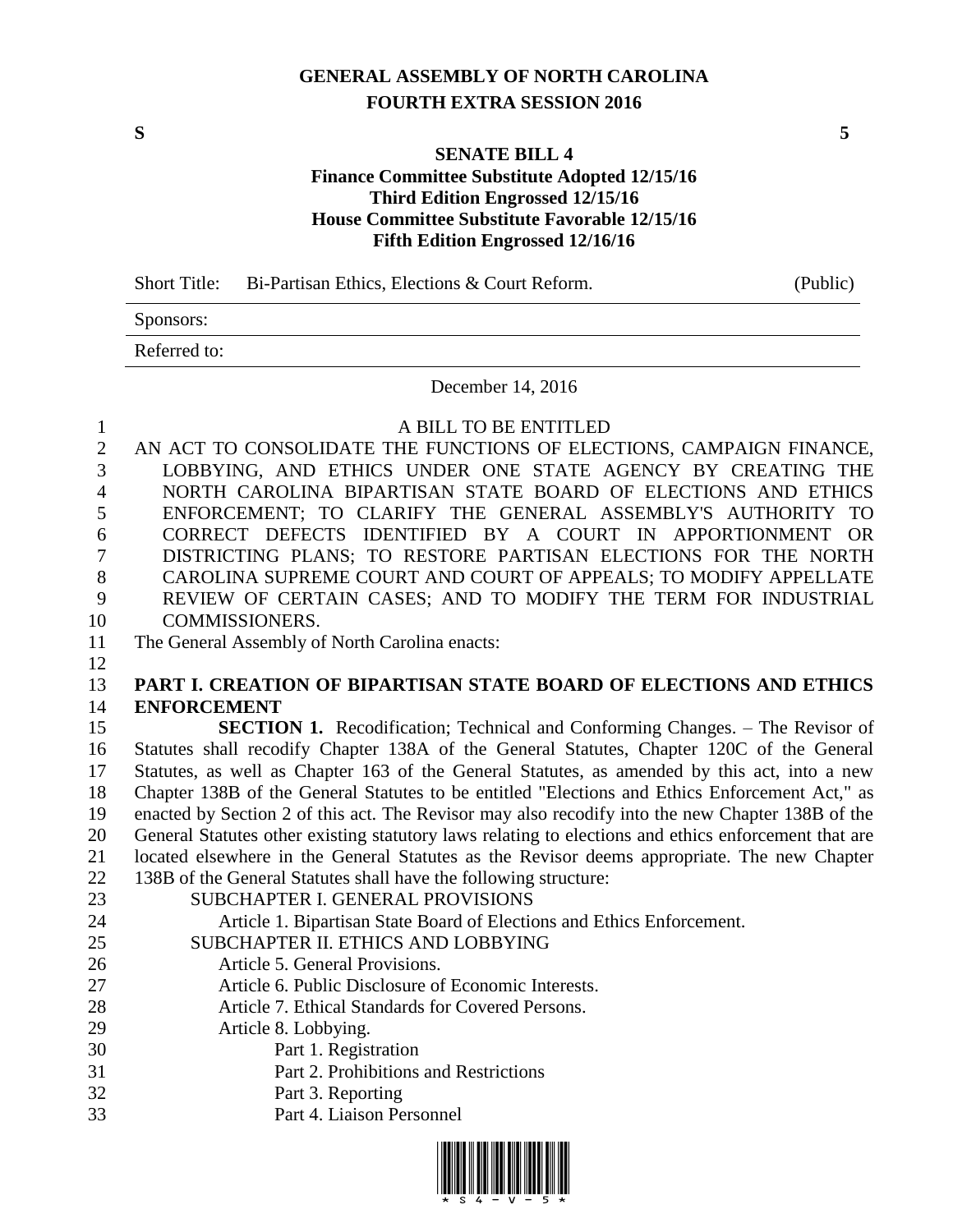# GENERAL ASSEMBLY OF NORTH CAROLINA
## FOURTH EXTRA SESSION 2016

**S** **5**

**SENATE BILL 4**
**Finance Committee Substitute Adopted 12/15/16**
**Third Edition Engrossed 12/15/16**
**House Committee Substitute Favorable 12/15/16**
**Fifth Edition Engrossed 12/16/16**

| Short Title: | Bi-Partisan Ethics, Elections & Court Reform. | (Public) |
|---|---|---|
| Sponsors: | | |
| Referred to: | | |

December 14, 2016

A BILL TO BE ENTITLED

AN ACT TO CONSOLIDATE THE FUNCTIONS OF ELECTIONS, CAMPAIGN FINANCE, LOBBYING, AND ETHICS UNDER ONE STATE AGENCY BY CREATING THE NORTH CAROLINA BIPARTISAN STATE BOARD OF ELECTIONS AND ETHICS ENFORCEMENT; TO CLARIFY THE GENERAL ASSEMBLY'S AUTHORITY TO CORRECT DEFECTS IDENTIFIED BY A COURT IN APPORTIONMENT OR DISTRICTING PLANS; TO RESTORE PARTISAN ELECTIONS FOR THE NORTH CAROLINA SUPREME COURT AND COURT OF APPEALS; TO MODIFY APPELLATE REVIEW OF CERTAIN CASES; AND TO MODIFY THE TERM FOR INDUSTRIAL COMMISSIONERS.

The General Assembly of North Carolina enacts:

**PART I. CREATION OF BIPARTISAN STATE BOARD OF ELECTIONS AND ETHICS ENFORCEMENT**

**SECTION 1.** Recodification; Technical and Conforming Changes. – The Revisor of Statutes shall recodify Chapter 138A of the General Statutes, Chapter 120C of the General Statutes, as well as Chapter 163 of the General Statutes, as amended by this act, into a new Chapter 138B of the General Statutes to be entitled "Elections and Ethics Enforcement Act," as enacted by Section 2 of this act. The Revisor may also recodify into the new Chapter 138B of the General Statutes other existing statutory laws relating to elections and ethics enforcement that are located elsewhere in the General Statutes as the Revisor deems appropriate. The new Chapter 138B of the General Statutes shall have the following structure:

SUBCHAPTER I. GENERAL PROVISIONS
- Article 1. Bipartisan State Board of Elections and Ethics Enforcement.

SUBCHAPTER II. ETHICS AND LOBBYING
- Article 5. General Provisions.
- Article 6. Public Disclosure of Economic Interests.
- Article 7. Ethical Standards for Covered Persons.
- Article 8. Lobbying.
  - Part 1. Registration
  - Part 2. Prohibitions and Restrictions
  - Part 3. Reporting
  - Part 4. Liaison Personnel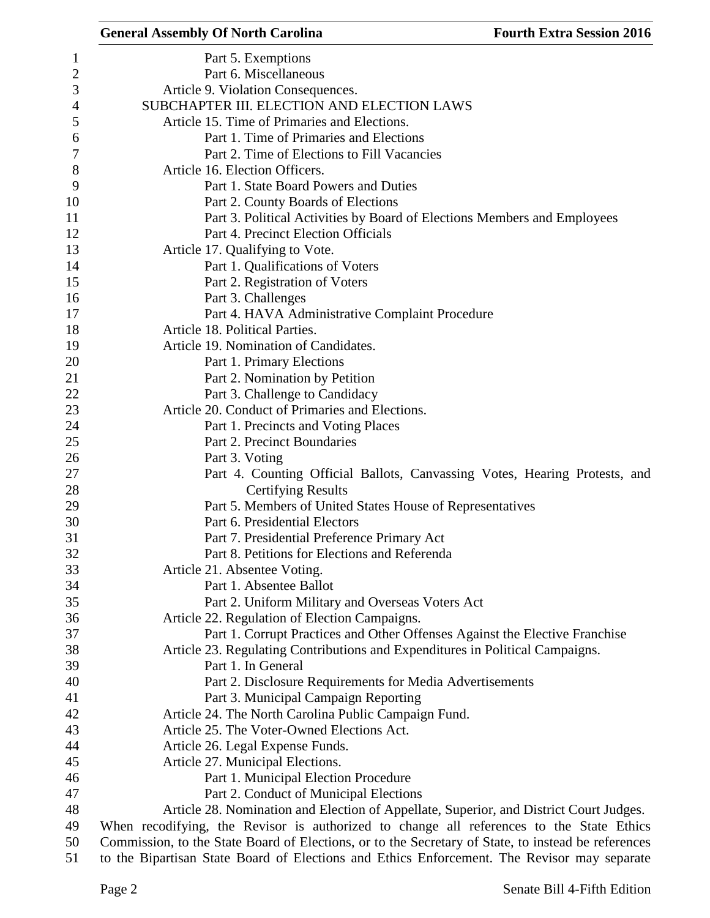Part 5. Exemptions

Part 6. Miscellaneous

Article 9. Violation Consequences.

SUBCHAPTER III. ELECTION AND ELECTION LAWS

Article 15. Time of Primaries and Elections.

Part 1. Time of Primaries and Elections

Part 2. Time of Elections to Fill Vacancies

Article 16. Election Officers.

Part 1. State Board Powers and Duties

Part 2. County Boards of Elections

Part 3. Political Activities by Board of Elections Members and Employees

Part 4. Precinct Election Officials

Article 17. Qualifying to Vote.

Part 1. Qualifications of Voters

Part 2. Registration of Voters

Part 3. Challenges

Part 4. HAVA Administrative Complaint Procedure

Article 18. Political Parties.

Article 19. Nomination of Candidates.

Part 1. Primary Elections

Part 2. Nomination by Petition

Part 3. Challenge to Candidacy

Article 20. Conduct of Primaries and Elections.

Part 1. Precincts and Voting Places

Part 2. Precinct Boundaries

Part 3. Voting

Part 4. Counting Official Ballots, Canvassing Votes, Hearing Protests, and Certifying Results

Part 5. Members of United States House of Representatives

Part 6. Presidential Electors

Part 7. Presidential Preference Primary Act

Part 8. Petitions for Elections and Referenda

Article 21. Absentee Voting.

Part 1. Absentee Ballot

Part 2. Uniform Military and Overseas Voters Act

Article 22. Regulation of Election Campaigns.

Part 1. Corrupt Practices and Other Offenses Against the Elective Franchise

Article 23. Regulating Contributions and Expenditures in Political Campaigns.

Part 1. In General

Part 2. Disclosure Requirements for Media Advertisements

Part 3. Municipal Campaign Reporting

Article 24. The North Carolina Public Campaign Fund.

Article 25. The Voter-Owned Elections Act.

Article 26. Legal Expense Funds.

Article 27. Municipal Elections.

Part 1. Municipal Election Procedure

Part 2. Conduct of Municipal Elections

Article 28. Nomination and Election of Appellate, Superior, and District Court Judges.

When recodifying, the Revisor is authorized to change all references to the State Ethics Commission, to the State Board of Elections, or to the Secretary of State, to instead be references to the Bipartisan State Board of Elections and Ethics Enforcement. The Revisor may separate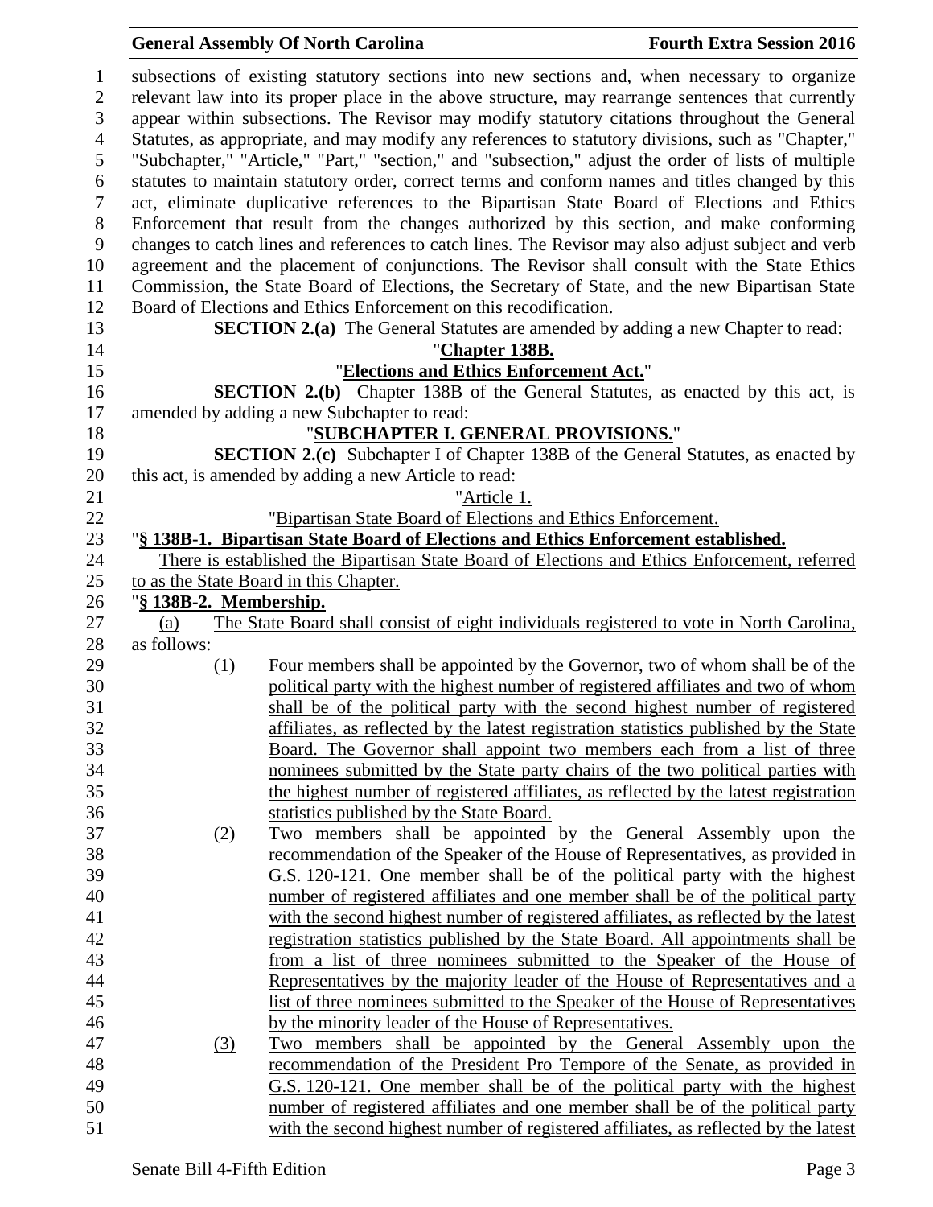subsections of existing statutory sections into new sections and, when necessary to organize relevant law into its proper place in the above structure, may rearrange sentences that currently appear within subsections. The Revisor may modify statutory citations throughout the General Statutes, as appropriate, and may modify any references to statutory divisions, such as "Chapter," "Subchapter," "Article," "Part," "section," and "subsection," adjust the order of lists of multiple statutes to maintain statutory order, correct terms and conform names and titles changed by this act, eliminate duplicative references to the Bipartisan State Board of Elections and Ethics Enforcement that result from the changes authorized by this section, and make conforming changes to catch lines and references to catch lines. The Revisor may also adjust subject and verb agreement and the placement of conjunctions. The Revisor shall consult with the State Ethics Commission, the State Board of Elections, the Secretary of State, and the new Bipartisan State Board of Elections and Ethics Enforcement on this recodification.

**SECTION 2.(a)** The General Statutes are amended by adding a new Chapter to read:

"**Chapter 138B.**

"**Elections and Ethics Enforcement Act.**"

**SECTION 2.(b)** Chapter 138B of the General Statutes, as enacted by this act, is amended by adding a new Subchapter to read:

"**SUBCHAPTER I. GENERAL PROVISIONS.**"

**SECTION 2.(c)** Subchapter I of Chapter 138B of the General Statutes, as enacted by this act, is amended by adding a new Article to read:

"Article 1.

"Bipartisan State Board of Elections and Ethics Enforcement.

"**§ 138B-1. Bipartisan State Board of Elections and Ethics Enforcement established.**

There is established the Bipartisan State Board of Elections and Ethics Enforcement, referred to as the State Board in this Chapter.

"**§ 138B-2. Membership.**

(a) The State Board shall consist of eight individuals registered to vote in North Carolina, as follows:

(1) Four members shall be appointed by the Governor, two of whom shall be of the political party with the highest number of registered affiliates and two of whom shall be of the political party with the second highest number of registered affiliates, as reflected by the latest registration statistics published by the State Board. The Governor shall appoint two members each from a list of three nominees submitted by the State party chairs of the two political parties with the highest number of registered affiliates, as reflected by the latest registration statistics published by the State Board.

(2) Two members shall be appointed by the General Assembly upon the recommendation of the Speaker of the House of Representatives, as provided in G.S. 120-121. One member shall be of the political party with the highest number of registered affiliates and one member shall be of the political party with the second highest number of registered affiliates, as reflected by the latest registration statistics published by the State Board. All appointments shall be from a list of three nominees submitted to the Speaker of the House of Representatives by the majority leader of the House of Representatives and a list of three nominees submitted to the Speaker of the House of Representatives by the minority leader of the House of Representatives.

(3) Two members shall be appointed by the General Assembly upon the recommendation of the President Pro Tempore of the Senate, as provided in G.S. 120-121. One member shall be of the political party with the highest number of registered affiliates and one member shall be of the political party with the second highest number of registered affiliates, as reflected by the latest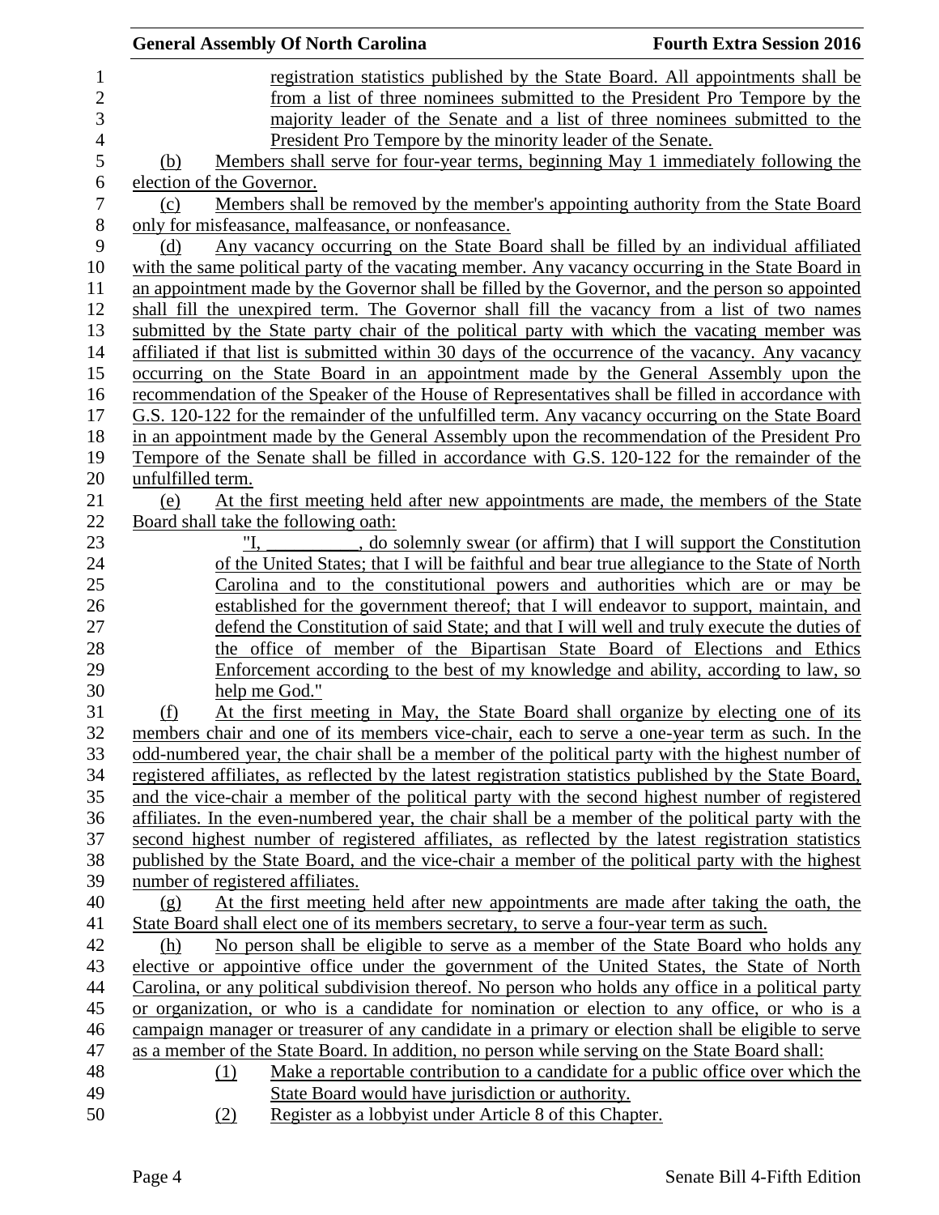registration statistics published by the State Board. All appointments shall be from a list of three nominees submitted to the President Pro Tempore by the majority leader of the Senate and a list of three nominees submitted to the President Pro Tempore by the minority leader of the Senate.

(b) Members shall serve for four-year terms, beginning May 1 immediately following the election of the Governor.

(c) Members shall be removed by the member's appointing authority from the State Board only for misfeasance, malfeasance, or nonfeasance.

(d) Any vacancy occurring on the State Board shall be filled by an individual affiliated with the same political party of the vacating member. Any vacancy occurring in the State Board in an appointment made by the Governor shall be filled by the Governor, and the person so appointed shall fill the unexpired term. The Governor shall fill the vacancy from a list of two names submitted by the State party chair of the political party with which the vacating member was affiliated if that list is submitted within 30 days of the occurrence of the vacancy. Any vacancy occurring on the State Board in an appointment made by the General Assembly upon the recommendation of the Speaker of the House of Representatives shall be filled in accordance with G.S. 120-122 for the remainder of the unfulfilled term. Any vacancy occurring on the State Board in an appointment made by the General Assembly upon the recommendation of the President Pro Tempore of the Senate shall be filled in accordance with G.S. 120-122 for the remainder of the unfulfilled term.

(e) At the first meeting held after new appointments are made, the members of the State Board shall take the following oath:

> "I, __________, do solemnly swear (or affirm) that I will support the Constitution of the United States; that I will be faithful and bear true allegiance to the State of North Carolina and to the constitutional powers and authorities which are or may be established for the government thereof; that I will endeavor to support, maintain, and defend the Constitution of said State; and that I will well and truly execute the duties of the office of member of the Bipartisan State Board of Elections and Ethics Enforcement according to the best of my knowledge and ability, according to law, so help me God."

(f) At the first meeting in May, the State Board shall organize by electing one of its members chair and one of its members vice-chair, each to serve a one-year term as such. In the odd-numbered year, the chair shall be a member of the political party with the highest number of registered affiliates, as reflected by the latest registration statistics published by the State Board, and the vice-chair a member of the political party with the second highest number of registered affiliates. In the even-numbered year, the chair shall be a member of the political party with the second highest number of registered affiliates, as reflected by the latest registration statistics published by the State Board, and the vice-chair a member of the political party with the highest number of registered affiliates.

(g) At the first meeting held after new appointments are made after taking the oath, the State Board shall elect one of its members secretary, to serve a four-year term as such.

(h) No person shall be eligible to serve as a member of the State Board who holds any elective or appointive office under the government of the United States, the State of North Carolina, or any political subdivision thereof. No person who holds any office in a political party or organization, or who is a candidate for nomination or election to any office, or who is a campaign manager or treasurer of any candidate in a primary or election shall be eligible to serve as a member of the State Board. In addition, no person while serving on the State Board shall:

(1) Make a reportable contribution to a candidate for a public office over which the State Board would have jurisdiction or authority.

(2) Register as a lobbyist under Article 8 of this Chapter.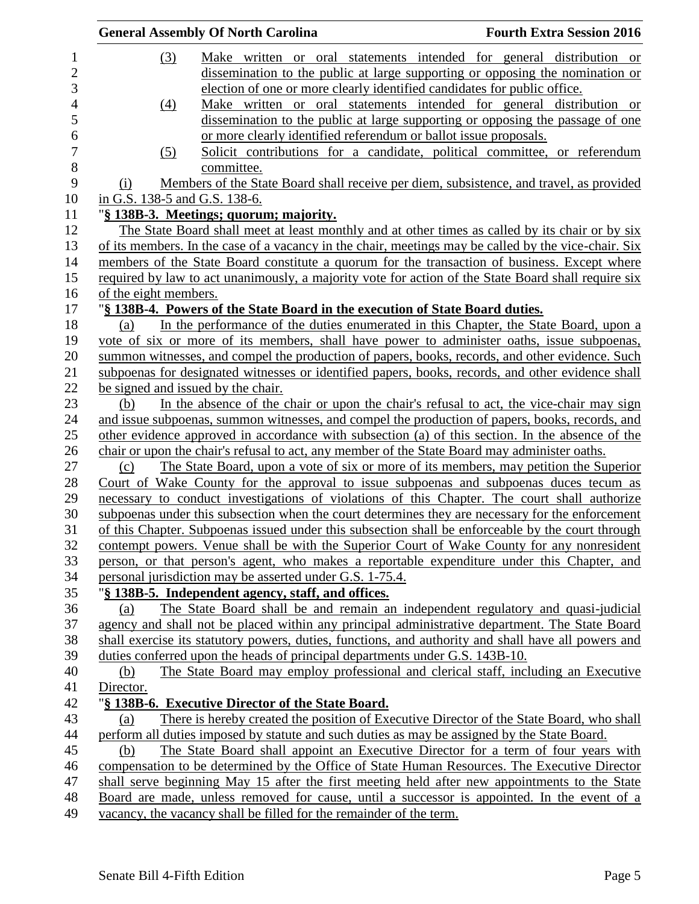(3) Make written or oral statements intended for general distribution or dissemination to the public at large supporting or opposing the nomination or election of one or more clearly identified candidates for public office.

(4) Make written or oral statements intended for general distribution or dissemination to the public at large supporting or opposing the passage of one or more clearly identified referendum or ballot issue proposals.

(5) Solicit contributions for a candidate, political committee, or referendum committee.

(i) Members of the State Board shall receive per diem, subsistence, and travel, as provided in G.S. 138-5 and G.S. 138-6.

"**§ 138B-3. Meetings; quorum; majority.**

The State Board shall meet at least monthly and at other times as called by its chair or by six of its members. In the case of a vacancy in the chair, meetings may be called by the vice-chair. Six members of the State Board constitute a quorum for the transaction of business. Except where required by law to act unanimously, a majority vote for action of the State Board shall require six of the eight members.

"**§ 138B-4. Powers of the State Board in the execution of State Board duties.**

(a) In the performance of the duties enumerated in this Chapter, the State Board, upon a vote of six or more of its members, shall have power to administer oaths, issue subpoenas, summon witnesses, and compel the production of papers, books, records, and other evidence. Such subpoenas for designated witnesses or identified papers, books, records, and other evidence shall be signed and issued by the chair.

(b) In the absence of the chair or upon the chair's refusal to act, the vice-chair may sign and issue subpoenas, summon witnesses, and compel the production of papers, books, records, and other evidence approved in accordance with subsection (a) of this section. In the absence of the chair or upon the chair's refusal to act, any member of the State Board may administer oaths.

(c) The State Board, upon a vote of six or more of its members, may petition the Superior Court of Wake County for the approval to issue subpoenas and subpoenas duces tecum as necessary to conduct investigations of violations of this Chapter. The court shall authorize subpoenas under this subsection when the court determines they are necessary for the enforcement of this Chapter. Subpoenas issued under this subsection shall be enforceable by the court through contempt powers. Venue shall be with the Superior Court of Wake County for any nonresident person, or that person's agent, who makes a reportable expenditure under this Chapter, and personal jurisdiction may be asserted under G.S. 1-75.4.

"**§ 138B-5. Independent agency, staff, and offices.**

(a) The State Board shall be and remain an independent regulatory and quasi-judicial agency and shall not be placed within any principal administrative department. The State Board shall exercise its statutory powers, duties, functions, and authority and shall have all powers and duties conferred upon the heads of principal departments under G.S. 143B-10.

(b) The State Board may employ professional and clerical staff, including an Executive Director.

"**§ 138B-6. Executive Director of the State Board.**

(a) There is hereby created the position of Executive Director of the State Board, who shall perform all duties imposed by statute and such duties as may be assigned by the State Board.

(b) The State Board shall appoint an Executive Director for a term of four years with compensation to be determined by the Office of State Human Resources. The Executive Director shall serve beginning May 15 after the first meeting held after new appointments to the State Board are made, unless removed for cause, until a successor is appointed. In the event of a vacancy, the vacancy shall be filled for the remainder of the term.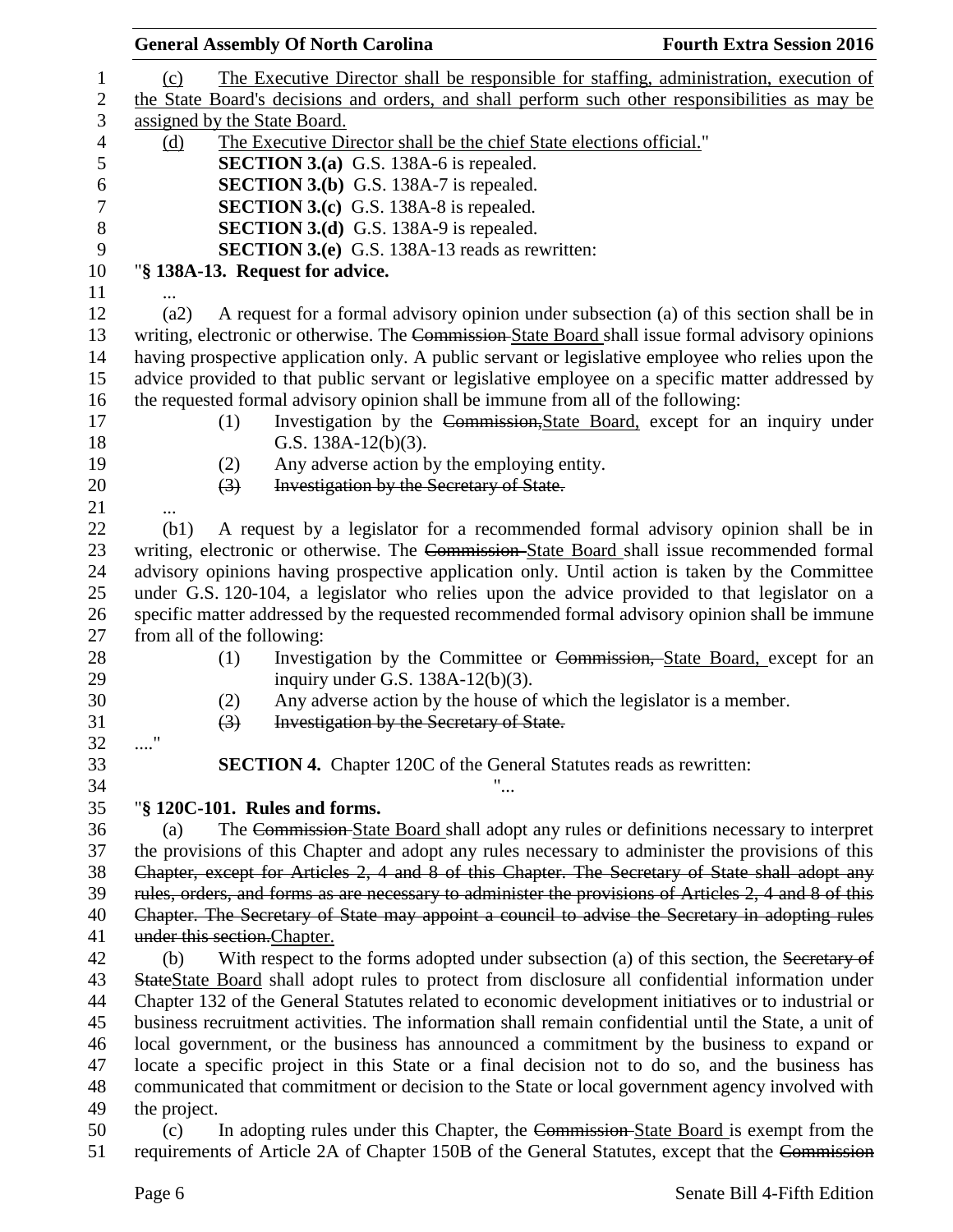(c) The Executive Director shall be responsible for staffing, administration, execution of the State Board's decisions and orders, and shall perform such other responsibilities as may be assigned by the State Board.

(d) The Executive Director shall be the chief State elections official."

**SECTION 3.(a)** G.S. 138A-6 is repealed.

**SECTION 3.(b)** G.S. 138A-7 is repealed.

**SECTION 3.(c)** G.S. 138A-8 is repealed.

**SECTION 3.(d)** G.S. 138A-9 is repealed.

**SECTION 3.(e)** G.S. 138A-13 reads as rewritten:

"**§ 138A-13. Request for advice.**

...

(a2) A request for a formal advisory opinion under subsection (a) of this section shall be in writing, electronic or otherwise. The ~~Commission~~ State Board shall issue formal advisory opinions having prospective application only. A public servant or legislative employee who relies upon the advice provided to that public servant or legislative employee on a specific matter addressed by the requested formal advisory opinion shall be immune from all of the following:

(1) Investigation by the ~~Commission,~~State Board, except for an inquiry under G.S. 138A-12(b)(3).

(2) Any adverse action by the employing entity.

~~(3) Investigation by the Secretary of State.~~

...

(b1) A request by a legislator for a recommended formal advisory opinion shall be in writing, electronic or otherwise. The ~~Commission~~ State Board shall issue recommended formal advisory opinions having prospective application only. Until action is taken by the Committee under G.S. 120-104, a legislator who relies upon the advice provided to that legislator on a specific matter addressed by the requested recommended formal advisory opinion shall be immune from all of the following:

(1) Investigation by the Committee or ~~Commission,~~ State Board, except for an inquiry under G.S. 138A-12(b)(3).

(2) Any adverse action by the house of which the legislator is a member.

~~(3) Investigation by the Secretary of State.~~

...."

**SECTION 4.** Chapter 120C of the General Statutes reads as rewritten:

"...

"**§ 120C-101. Rules and forms.**

(a) The ~~Commission~~ State Board shall adopt any rules or definitions necessary to interpret the provisions of this Chapter and adopt any rules necessary to administer the provisions of this ~~Chapter, except for Articles 2, 4 and 8 of this Chapter. The Secretary of State shall adopt any rules, orders, and forms as are necessary to administer the provisions of Articles 2, 4 and 8 of this Chapter. The Secretary of State may appoint a council to advise the Secretary in adopting rules under this section.~~Chapter.

(b) With respect to the forms adopted under subsection (a) of this section, the ~~Secretary of State~~State Board shall adopt rules to protect from disclosure all confidential information under Chapter 132 of the General Statutes related to economic development initiatives or to industrial or business recruitment activities. The information shall remain confidential until the State, a unit of local government, or the business has announced a commitment by the business to expand or locate a specific project in this State or a final decision not to do so, and the business has communicated that commitment or decision to the State or local government agency involved with the project.

(c) In adopting rules under this Chapter, the ~~Commission~~ State Board is exempt from the requirements of Article 2A of Chapter 150B of the General Statutes, except that the ~~Commission~~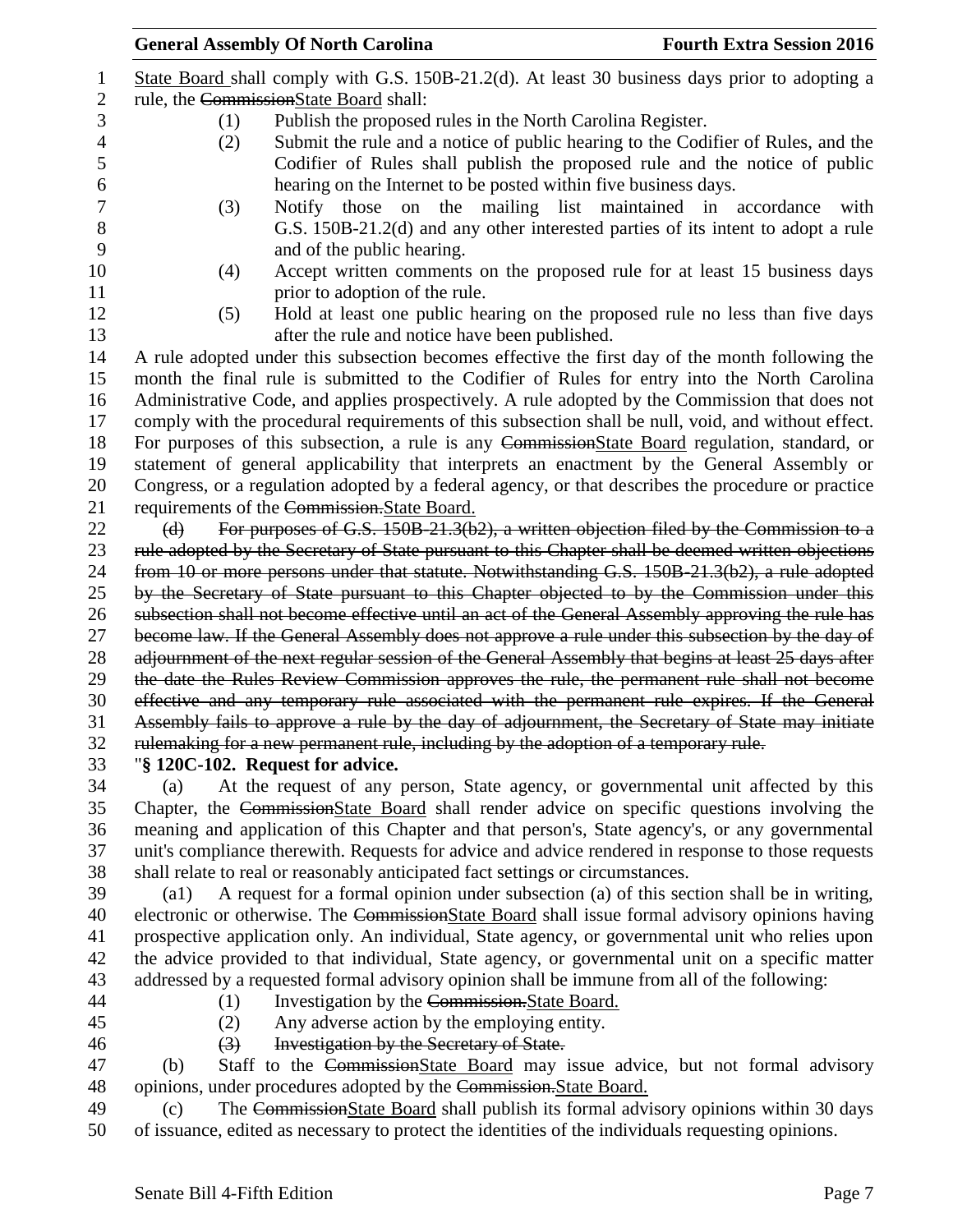State Board shall comply with G.S. 150B-21.2(d). At least 30 business days prior to adopting a rule, the ~~Commission~~State Board shall:

(1) Publish the proposed rules in the North Carolina Register.

(2) Submit the rule and a notice of public hearing to the Codifier of Rules, and the Codifier of Rules shall publish the proposed rule and the notice of public hearing on the Internet to be posted within five business days.

(3) Notify those on the mailing list maintained in accordance with G.S. 150B-21.2(d) and any other interested parties of its intent to adopt a rule and of the public hearing.

(4) Accept written comments on the proposed rule for at least 15 business days prior to adoption of the rule.

(5) Hold at least one public hearing on the proposed rule no less than five days after the rule and notice have been published.

A rule adopted under this subsection becomes effective the first day of the month following the month the final rule is submitted to the Codifier of Rules for entry into the North Carolina Administrative Code, and applies prospectively. A rule adopted by the Commission that does not comply with the procedural requirements of this subsection shall be null, void, and without effect. For purposes of this subsection, a rule is any ~~Commission~~State Board regulation, standard, or statement of general applicability that interprets an enactment by the General Assembly or Congress, or a regulation adopted by a federal agency, or that describes the procedure or practice requirements of the ~~Commission.~~State Board.

~~(d) For purposes of G.S. 150B-21.3(b2), a written objection filed by the Commission to a rule adopted by the Secretary of State pursuant to this Chapter shall be deemed written objections from 10 or more persons under that statute. Notwithstanding G.S. 150B-21.3(b2), a rule adopted by the Secretary of State pursuant to this Chapter objected to by the Commission under this subsection shall not become effective until an act of the General Assembly approving the rule has become law. If the General Assembly does not approve a rule under this subsection by the day of adjournment of the next regular session of the General Assembly that begins at least 25 days after the date the Rules Review Commission approves the rule, the permanent rule shall not become effective and any temporary rule associated with the permanent rule expires. If the General Assembly fails to approve a rule by the day of adjournment, the Secretary of State may initiate rulemaking for a new permanent rule, including by the adoption of a temporary rule.~~

"**§ 120C-102. Request for advice.**

(a) At the request of any person, State agency, or governmental unit affected by this Chapter, the ~~Commission~~State Board shall render advice on specific questions involving the meaning and application of this Chapter and that person's, State agency's, or any governmental unit's compliance therewith. Requests for advice and advice rendered in response to those requests shall relate to real or reasonably anticipated fact settings or circumstances.

(a1) A request for a formal opinion under subsection (a) of this section shall be in writing, electronic or otherwise. The ~~Commission~~State Board shall issue formal advisory opinions having prospective application only. An individual, State agency, or governmental unit who relies upon the advice provided to that individual, State agency, or governmental unit on a specific matter addressed by a requested formal advisory opinion shall be immune from all of the following:

(1) Investigation by the ~~Commission.~~State Board.

(2) Any adverse action by the employing entity.

~~(3) Investigation by the Secretary of State.~~

(b) Staff to the ~~Commission~~State Board may issue advice, but not formal advisory opinions, under procedures adopted by the ~~Commission.~~State Board.

(c) The ~~Commission~~State Board shall publish its formal advisory opinions within 30 days of issuance, edited as necessary to protect the identities of the individuals requesting opinions.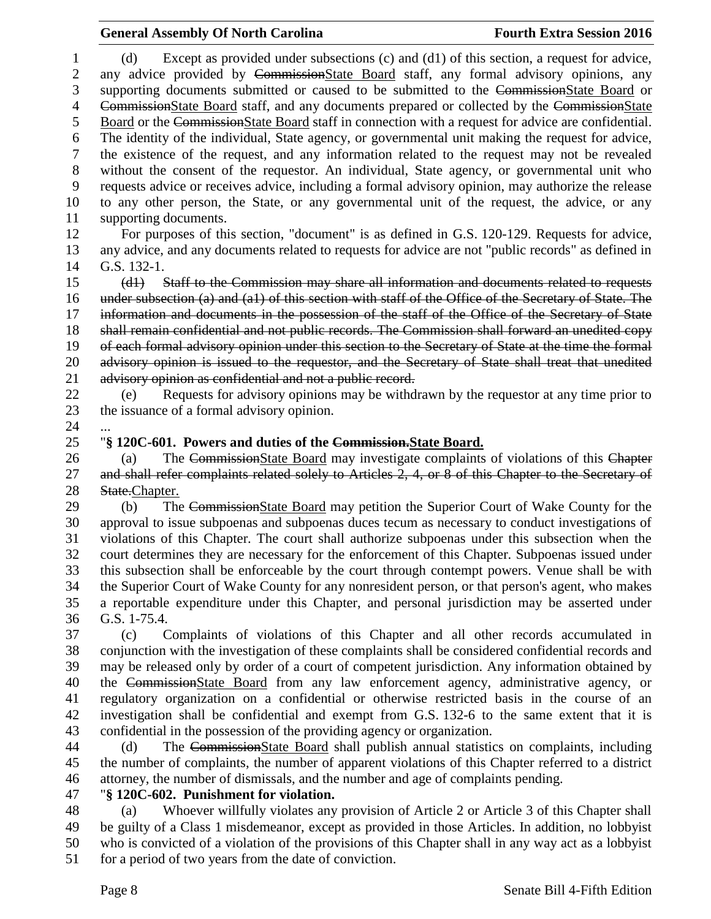(d) Except as provided under subsections (c) and (d1) of this section, a request for advice, any advice provided by ~~Commission~~State Board staff, any formal advisory opinions, any supporting documents submitted or caused to be submitted to the ~~Commission~~State Board or ~~Commission~~State Board staff, and any documents prepared or collected by the ~~Commission~~State Board or the ~~Commission~~State Board staff in connection with a request for advice are confidential. The identity of the individual, State agency, or governmental unit making the request for advice, the existence of the request, and any information related to the request may not be revealed without the consent of the requestor. An individual, State agency, or governmental unit who requests advice or receives advice, including a formal advisory opinion, may authorize the release to any other person, the State, or any governmental unit of the request, the advice, or any supporting documents.

For purposes of this section, "document" is as defined in G.S. 120-129. Requests for advice, any advice, and any documents related to requests for advice are not "public records" as defined in G.S. 132-1.

~~(d1) Staff to the Commission may share all information and documents related to requests under subsection (a) and (a1) of this section with staff of the Office of the Secretary of State. The information and documents in the possession of the staff of the Office of the Secretary of State shall remain confidential and not public records. The Commission shall forward an unedited copy of each formal advisory opinion under this section to the Secretary of State at the time the formal advisory opinion is issued to the requestor, and the Secretary of State shall treat that unedited advisory opinion as confidential and not a public record.~~

(e) Requests for advisory opinions may be withdrawn by the requestor at any time prior to the issuance of a formal advisory opinion.

...

"**§ 120C-601. Powers and duties of the ~~Commission.~~State Board.**

(a) The ~~Commission~~State Board may investigate complaints of violations of this ~~Chapter and shall refer complaints related solely to Articles 2, 4, or 8 of this Chapter to the Secretary of State.~~Chapter.

(b) The ~~Commission~~State Board may petition the Superior Court of Wake County for the approval to issue subpoenas and subpoenas duces tecum as necessary to conduct investigations of violations of this Chapter. The court shall authorize subpoenas under this subsection when the court determines they are necessary for the enforcement of this Chapter. Subpoenas issued under this subsection shall be enforceable by the court through contempt powers. Venue shall be with the Superior Court of Wake County for any nonresident person, or that person's agent, who makes a reportable expenditure under this Chapter, and personal jurisdiction may be asserted under G.S. 1-75.4.

(c) Complaints of violations of this Chapter and all other records accumulated in conjunction with the investigation of these complaints shall be considered confidential records and may be released only by order of a court of competent jurisdiction. Any information obtained by the ~~Commission~~State Board from any law enforcement agency, administrative agency, or regulatory organization on a confidential or otherwise restricted basis in the course of an investigation shall be confidential and exempt from G.S. 132-6 to the same extent that it is confidential in the possession of the providing agency or organization.

(d) The ~~Commission~~State Board shall publish annual statistics on complaints, including the number of complaints, the number of apparent violations of this Chapter referred to a district attorney, the number of dismissals, and the number and age of complaints pending.

"**§ 120C-602. Punishment for violation.**

(a) Whoever willfully violates any provision of Article 2 or Article 3 of this Chapter shall be guilty of a Class 1 misdemeanor, except as provided in those Articles. In addition, no lobbyist who is convicted of a violation of the provisions of this Chapter shall in any way act as a lobbyist for a period of two years from the date of conviction.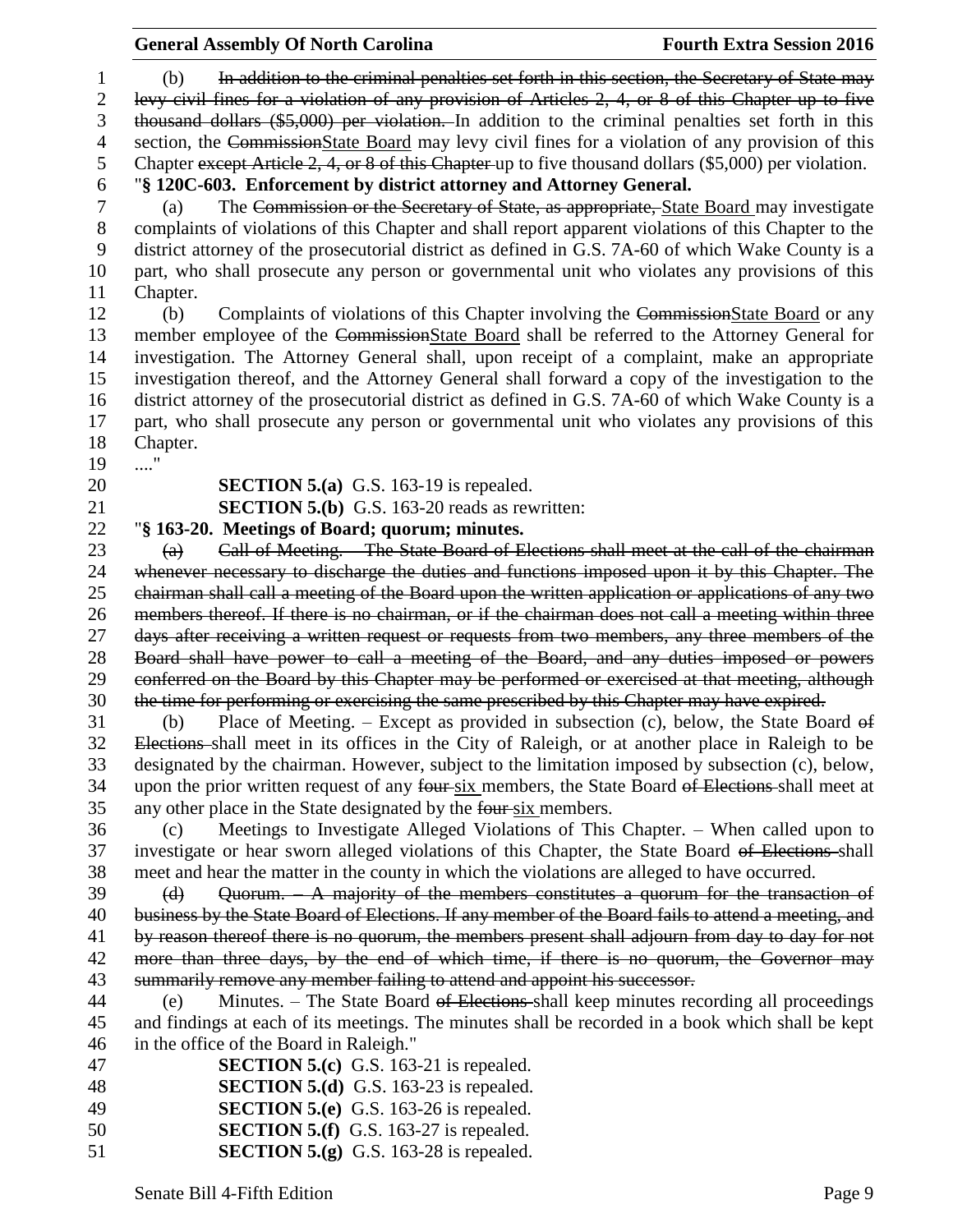(b) ~~In addition to the criminal penalties set forth in this section, the Secretary of State may levy civil fines for a violation of any provision of Articles 2, 4, or 8 of this Chapter up to five thousand dollars ($5,000) per violation.~~ In addition to the criminal penalties set forth in this section, the ~~Commission~~State Board may levy civil fines for a violation of any provision of this Chapter ~~except Article 2, 4, or 8 of this Chapter~~ up to five thousand dollars ($5,000) per violation.

"**§ 120C-603. Enforcement by district attorney and Attorney General.**

(a) The ~~Commission or the Secretary of State, as appropriate,~~ State Board may investigate complaints of violations of this Chapter and shall report apparent violations of this Chapter to the district attorney of the prosecutorial district as defined in G.S. 7A-60 of which Wake County is a part, who shall prosecute any person or governmental unit who violates any provisions of this Chapter.

(b) Complaints of violations of this Chapter involving the ~~Commission~~State Board or any member employee of the ~~Commission~~State Board shall be referred to the Attorney General for investigation. The Attorney General shall, upon receipt of a complaint, make an appropriate investigation thereof, and the Attorney General shall forward a copy of the investigation to the district attorney of the prosecutorial district as defined in G.S. 7A-60 of which Wake County is a part, who shall prosecute any person or governmental unit who violates any provisions of this Chapter.

...."

**SECTION 5.(a)** G.S. 163-19 is repealed.

**SECTION 5.(b)** G.S. 163-20 reads as rewritten:

"**§ 163-20. Meetings of Board; quorum; minutes.**

~~(a) Call of Meeting. – The State Board of Elections shall meet at the call of the chairman whenever necessary to discharge the duties and functions imposed upon it by this Chapter. The chairman shall call a meeting of the Board upon the written application or applications of any two members thereof. If there is no chairman, or if the chairman does not call a meeting within three days after receiving a written request or requests from two members, any three members of the Board shall have power to call a meeting of the Board, and any duties imposed or powers conferred on the Board by this Chapter may be performed or exercised at that meeting, although the time for performing or exercising the same prescribed by this Chapter may have expired.~~

(b) Place of Meeting. – Except as provided in subsection (c), below, the State Board ~~of Elections~~ shall meet in its offices in the City of Raleigh, or at another place in Raleigh to be designated by the chairman. However, subject to the limitation imposed by subsection (c), below, upon the prior written request of any ~~four~~ six members, the State Board ~~of Elections~~ shall meet at any other place in the State designated by the ~~four~~ six members.

(c) Meetings to Investigate Alleged Violations of This Chapter. – When called upon to investigate or hear sworn alleged violations of this Chapter, the State Board ~~of Elections~~ shall meet and hear the matter in the county in which the violations are alleged to have occurred.

~~(d) Quorum. – A majority of the members constitutes a quorum for the transaction of business by the State Board of Elections. If any member of the Board fails to attend a meeting, and by reason thereof there is no quorum, the members present shall adjourn from day to day for not more than three days, by the end of which time, if there is no quorum, the Governor may summarily remove any member failing to attend and appoint his successor.~~

(e) Minutes. – The State Board ~~of Elections~~ shall keep minutes recording all proceedings and findings at each of its meetings. The minutes shall be recorded in a book which shall be kept in the office of the Board in Raleigh."

**SECTION 5.(c)** G.S. 163-21 is repealed.

**SECTION 5.(d)** G.S. 163-23 is repealed.

**SECTION 5.(e)** G.S. 163-26 is repealed.

**SECTION 5.(f)** G.S. 163-27 is repealed.

**SECTION 5.(g)** G.S. 163-28 is repealed.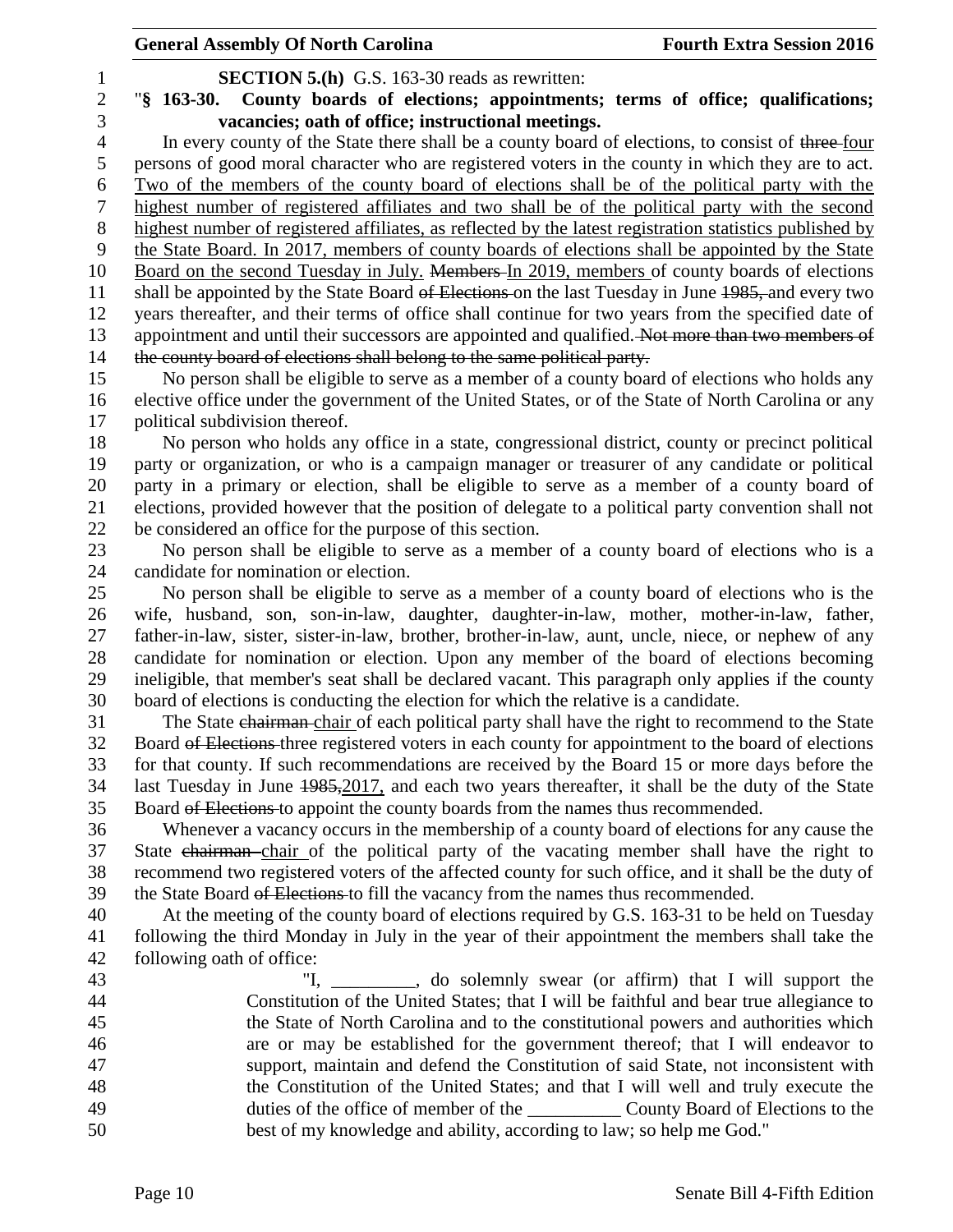**SECTION 5.(h)** G.S. 163-30 reads as rewritten:

"**§ 163-30. County boards of elections; appointments; terms of office; qualifications; vacancies; oath of office; instructional meetings.**

In every county of the State there shall be a county board of elections, to consist of ~~three~~ <u>four</u> persons of good moral character who are registered voters in the county in which they are to act. <u>Two of the members of the county board of elections shall be of the political party with the highest number of registered affiliates and two shall be of the political party with the second highest number of registered affiliates, as reflected by the latest registration statistics published by the State Board. In 2017, members of county boards of elections shall be appointed by the State Board on the second Tuesday in July.</u> ~~Members~~ <u>In 2019, members</u> of county boards of elections shall be appointed by the State Board ~~of Elections~~ on the last Tuesday in June ~~1985,~~ and every two years thereafter, and their terms of office shall continue for two years from the specified date of appointment and until their successors are appointed and qualified. ~~Not more than two members of the county board of elections shall belong to the same political party.~~

No person shall be eligible to serve as a member of a county board of elections who holds any elective office under the government of the United States, or of the State of North Carolina or any political subdivision thereof.

No person who holds any office in a state, congressional district, county or precinct political party or organization, or who is a campaign manager or treasurer of any candidate or political party in a primary or election, shall be eligible to serve as a member of a county board of elections, provided however that the position of delegate to a political party convention shall not be considered an office for the purpose of this section.

No person shall be eligible to serve as a member of a county board of elections who is a candidate for nomination or election.

No person shall be eligible to serve as a member of a county board of elections who is the wife, husband, son, son-in-law, daughter, daughter-in-law, mother, mother-in-law, father, father-in-law, sister, sister-in-law, brother, brother-in-law, aunt, uncle, niece, or nephew of any candidate for nomination or election. Upon any member of the board of elections becoming ineligible, that member's seat shall be declared vacant. This paragraph only applies if the county board of elections is conducting the election for which the relative is a candidate.

The State ~~chairman~~ <u>chair</u> of each political party shall have the right to recommend to the State Board ~~of Elections~~ three registered voters in each county for appointment to the board of elections for that county. If such recommendations are received by the Board 15 or more days before the last Tuesday in June ~~1985,~~<u>2017,</u> and each two years thereafter, it shall be the duty of the State Board ~~of Elections~~ to appoint the county boards from the names thus recommended.

Whenever a vacancy occurs in the membership of a county board of elections for any cause the State ~~chairman~~ <u>chair</u> of the political party of the vacating member shall have the right to recommend two registered voters of the affected county for such office, and it shall be the duty of the State Board ~~of Elections~~ to fill the vacancy from the names thus recommended.

At the meeting of the county board of elections required by G.S. 163-31 to be held on Tuesday following the third Monday in July in the year of their appointment the members shall take the following oath of office:

> "I, _________, do solemnly swear (or affirm) that I will support the Constitution of the United States; that I will be faithful and bear true allegiance to the State of North Carolina and to the constitutional powers and authorities which are or may be established for the government thereof; that I will endeavor to support, maintain and defend the Constitution of said State, not inconsistent with the Constitution of the United States; and that I will well and truly execute the duties of the office of member of the __________ County Board of Elections to the best of my knowledge and ability, according to law; so help me God."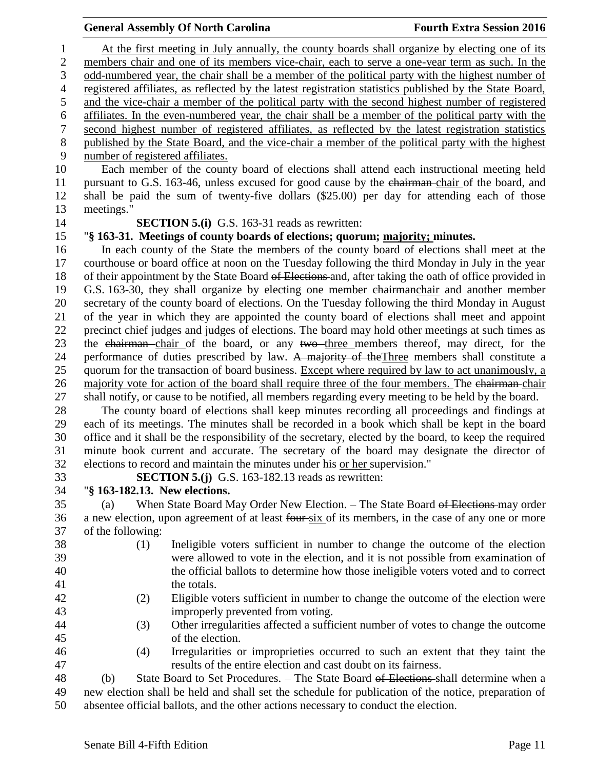At the first meeting in July annually, the county boards shall organize by electing one of its members chair and one of its members vice-chair, each to serve a one-year term as such. In the odd-numbered year, the chair shall be a member of the political party with the highest number of registered affiliates, as reflected by the latest registration statistics published by the State Board, and the vice-chair a member of the political party with the second highest number of registered affiliates. In the even-numbered year, the chair shall be a member of the political party with the second highest number of registered affiliates, as reflected by the latest registration statistics published by the State Board, and the vice-chair a member of the political party with the highest number of registered affiliates.

Each member of the county board of elections shall attend each instructional meeting held pursuant to G.S. 163-46, unless excused for good cause by the ~~chairman~~ chair of the board, and shall be paid the sum of twenty-five dollars ($25.00) per day for attending each of those meetings."

**SECTION 5.(i)** G.S. 163-31 reads as rewritten:

"**§ 163-31. Meetings of county boards of elections; quorum; majority; minutes.**

In each county of the State the members of the county board of elections shall meet at the courthouse or board office at noon on the Tuesday following the third Monday in July in the year of their appointment by the State Board ~~of Elections~~ and, after taking the oath of office provided in G.S. 163-30, they shall organize by electing one member ~~chairman~~chair and another member secretary of the county board of elections. On the Tuesday following the third Monday in August of the year in which they are appointed the county board of elections shall meet and appoint precinct chief judges and judges of elections. The board may hold other meetings at such times as the ~~chairman~~ chair of the board, or any ~~two~~ three members thereof, may direct, for the performance of duties prescribed by law. ~~A majority of the~~Three members shall constitute a quorum for the transaction of board business. Except where required by law to act unanimously, a majority vote for action of the board shall require three of the four members. The ~~chairman~~ chair shall notify, or cause to be notified, all members regarding every meeting to be held by the board.

The county board of elections shall keep minutes recording all proceedings and findings at each of its meetings. The minutes shall be recorded in a book which shall be kept in the board office and it shall be the responsibility of the secretary, elected by the board, to keep the required minute book current and accurate. The secretary of the board may designate the director of elections to record and maintain the minutes under his or her supervision."

**SECTION 5.(j)** G.S. 163-182.13 reads as rewritten:

"**§ 163-182.13. New elections.**

(a) When State Board May Order New Election. – The State Board ~~of Elections~~ may order a new election, upon agreement of at least ~~four~~ six of its members, in the case of any one or more of the following:

(1) Ineligible voters sufficient in number to change the outcome of the election were allowed to vote in the election, and it is not possible from examination of the official ballots to determine how those ineligible voters voted and to correct the totals.

(2) Eligible voters sufficient in number to change the outcome of the election were improperly prevented from voting.

(3) Other irregularities affected a sufficient number of votes to change the outcome of the election.

(4) Irregularities or improprieties occurred to such an extent that they taint the results of the entire election and cast doubt on its fairness.

(b) State Board to Set Procedures. – The State Board ~~of Elections~~ shall determine when a new election shall be held and shall set the schedule for publication of the notice, preparation of absentee official ballots, and the other actions necessary to conduct the election.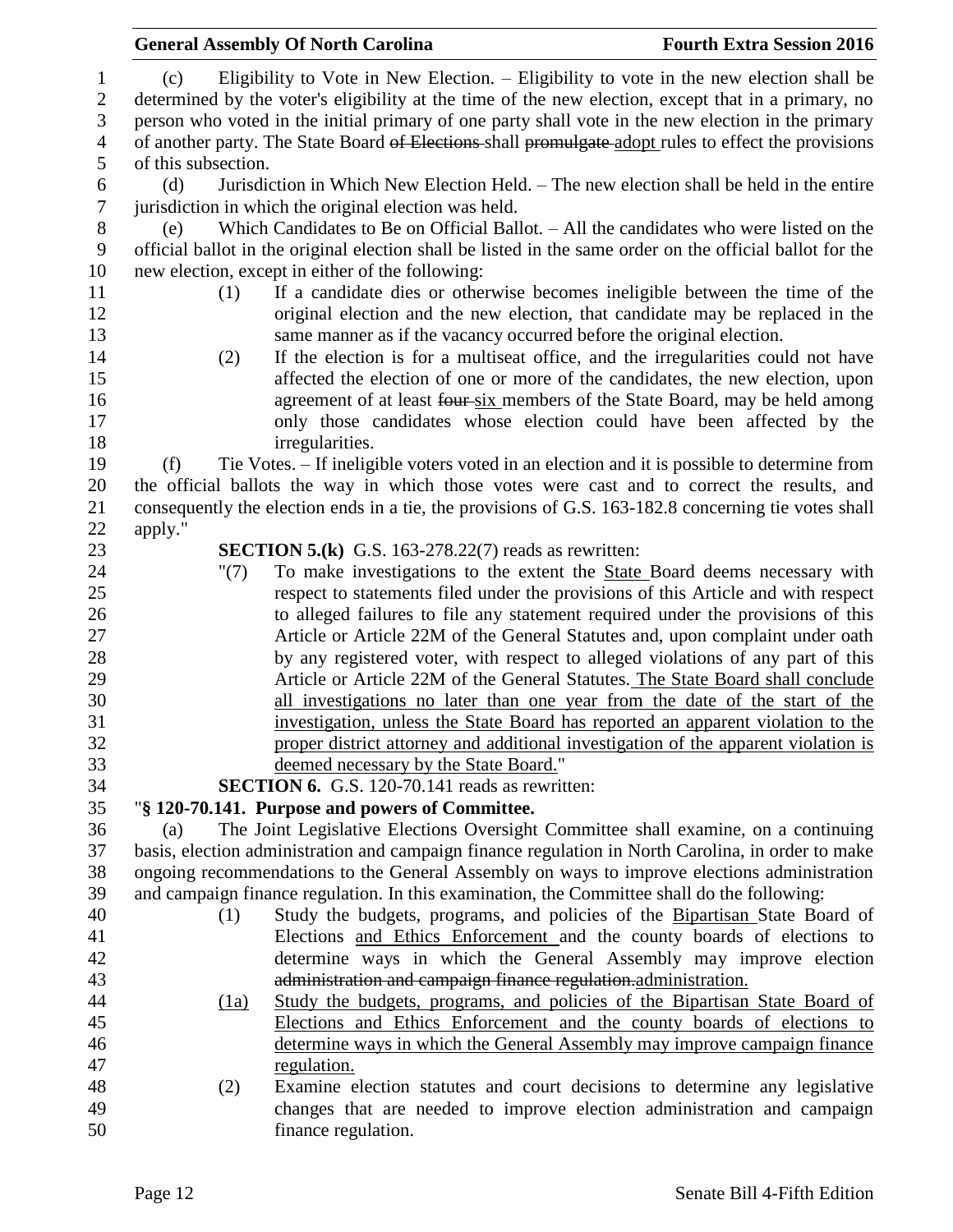(c) Eligibility to Vote in New Election. – Eligibility to vote in the new election shall be determined by the voter's eligibility at the time of the new election, except that in a primary, no person who voted in the initial primary of one party shall vote in the new election in the primary of another party. The State Board ~~of Elections~~ shall ~~promulgate~~ adopt rules to effect the provisions of this subsection.

(d) Jurisdiction in Which New Election Held. – The new election shall be held in the entire jurisdiction in which the original election was held.

(e) Which Candidates to Be on Official Ballot. – All the candidates who were listed on the official ballot in the original election shall be listed in the same order on the official ballot for the new election, except in either of the following:

(1) If a candidate dies or otherwise becomes ineligible between the time of the original election and the new election, that candidate may be replaced in the same manner as if the vacancy occurred before the original election.

(2) If the election is for a multiseat office, and the irregularities could not have affected the election of one or more of the candidates, the new election, upon agreement of at least ~~four~~ six members of the State Board, may be held among only those candidates whose election could have been affected by the irregularities.

(f) Tie Votes. – If ineligible voters voted in an election and it is possible to determine from the official ballots the way in which those votes were cast and to correct the results, and consequently the election ends in a tie, the provisions of G.S. 163-182.8 concerning tie votes shall apply."

**SECTION 5.(k)** G.S. 163-278.22(7) reads as rewritten:

"(7) To make investigations to the extent the <u>State</u> Board deems necessary with respect to statements filed under the provisions of this Article and with respect to alleged failures to file any statement required under the provisions of this Article or Article 22M of the General Statutes and, upon complaint under oath by any registered voter, with respect to alleged violations of any part of this Article or Article 22M of the General Statutes. <u>The State Board shall conclude all investigations no later than one year from the date of the start of the investigation, unless the State Board has reported an apparent violation to the proper district attorney and additional investigation of the apparent violation is deemed necessary by the State Board.</u>"

**SECTION 6.** G.S. 120-70.141 reads as rewritten:

"**§ 120-70.141. Purpose and powers of Committee.**

(a) The Joint Legislative Elections Oversight Committee shall examine, on a continuing basis, election administration and campaign finance regulation in North Carolina, in order to make ongoing recommendations to the General Assembly on ways to improve elections administration and campaign finance regulation. In this examination, the Committee shall do the following:

(1) Study the budgets, programs, and policies of the <u>Bipartisan</u> State Board of Elections <u>and Ethics Enforcement</u> and the county boards of elections to determine ways in which the General Assembly may improve election ~~administration and campaign finance regulation.~~<u>administration.</u>

<u>(1a) Study the budgets, programs, and policies of the Bipartisan State Board of Elections and Ethics Enforcement and the county boards of elections to determine ways in which the General Assembly may improve campaign finance regulation.</u>

(2) Examine election statutes and court decisions to determine any legislative changes that are needed to improve election administration and campaign finance regulation.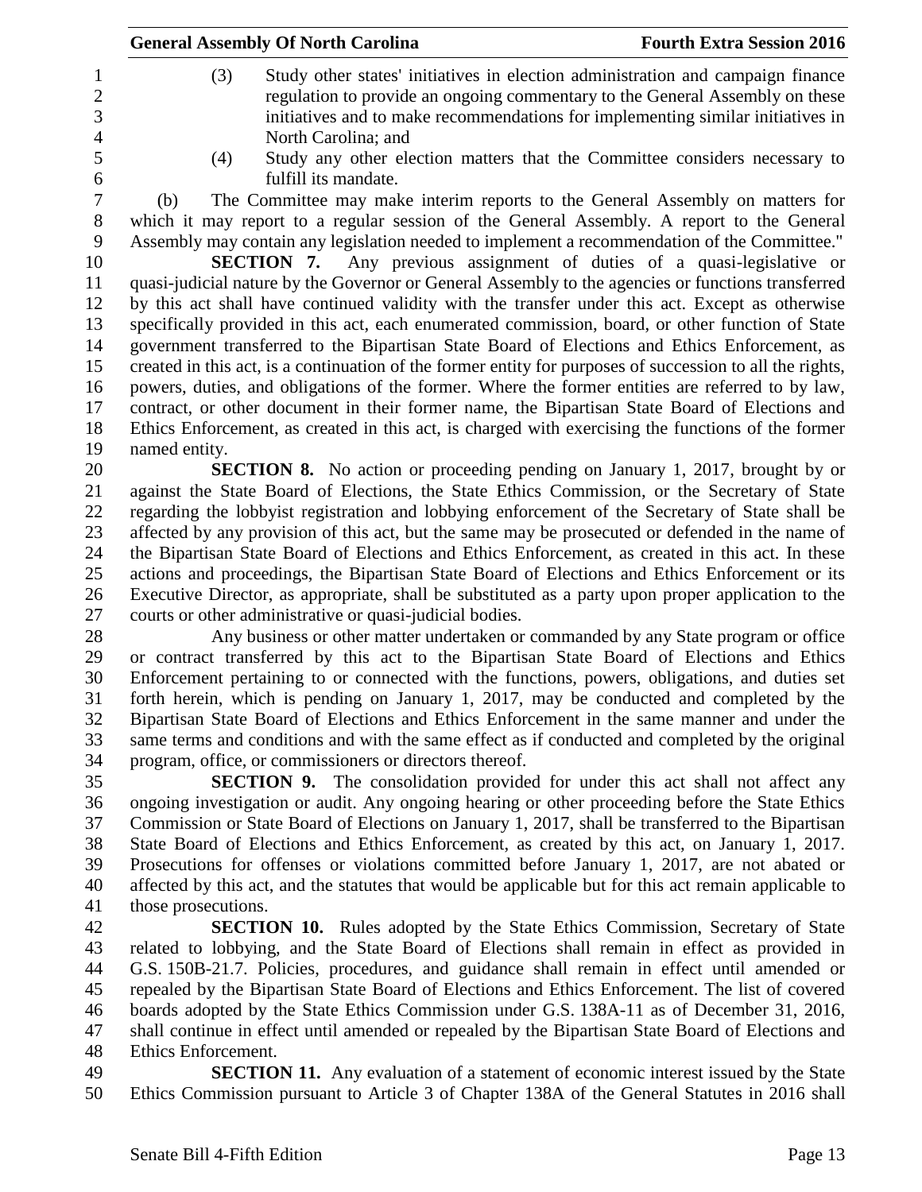(3) Study other states' initiatives in election administration and campaign finance regulation to provide an ongoing commentary to the General Assembly on these initiatives and to make recommendations for implementing similar initiatives in North Carolina; and

(4) Study any other election matters that the Committee considers necessary to fulfill its mandate.

(b) The Committee may make interim reports to the General Assembly on matters for which it may report to a regular session of the General Assembly. A report to the General Assembly may contain any legislation needed to implement a recommendation of the Committee."

**SECTION 7.** Any previous assignment of duties of a quasi-legislative or quasi-judicial nature by the Governor or General Assembly to the agencies or functions transferred by this act shall have continued validity with the transfer under this act. Except as otherwise specifically provided in this act, each enumerated commission, board, or other function of State government transferred to the Bipartisan State Board of Elections and Ethics Enforcement, as created in this act, is a continuation of the former entity for purposes of succession to all the rights, powers, duties, and obligations of the former. Where the former entities are referred to by law, contract, or other document in their former name, the Bipartisan State Board of Elections and Ethics Enforcement, as created in this act, is charged with exercising the functions of the former named entity.

**SECTION 8.** No action or proceeding pending on January 1, 2017, brought by or against the State Board of Elections, the State Ethics Commission, or the Secretary of State regarding the lobbyist registration and lobbying enforcement of the Secretary of State shall be affected by any provision of this act, but the same may be prosecuted or defended in the name of the Bipartisan State Board of Elections and Ethics Enforcement, as created in this act. In these actions and proceedings, the Bipartisan State Board of Elections and Ethics Enforcement or its Executive Director, as appropriate, shall be substituted as a party upon proper application to the courts or other administrative or quasi-judicial bodies.

Any business or other matter undertaken or commanded by any State program or office or contract transferred by this act to the Bipartisan State Board of Elections and Ethics Enforcement pertaining to or connected with the functions, powers, obligations, and duties set forth herein, which is pending on January 1, 2017, may be conducted and completed by the Bipartisan State Board of Elections and Ethics Enforcement in the same manner and under the same terms and conditions and with the same effect as if conducted and completed by the original program, office, or commissioners or directors thereof.

**SECTION 9.** The consolidation provided for under this act shall not affect any ongoing investigation or audit. Any ongoing hearing or other proceeding before the State Ethics Commission or State Board of Elections on January 1, 2017, shall be transferred to the Bipartisan State Board of Elections and Ethics Enforcement, as created by this act, on January 1, 2017. Prosecutions for offenses or violations committed before January 1, 2017, are not abated or affected by this act, and the statutes that would be applicable but for this act remain applicable to those prosecutions.

**SECTION 10.** Rules adopted by the State Ethics Commission, Secretary of State related to lobbying, and the State Board of Elections shall remain in effect as provided in G.S. 150B-21.7. Policies, procedures, and guidance shall remain in effect until amended or repealed by the Bipartisan State Board of Elections and Ethics Enforcement. The list of covered boards adopted by the State Ethics Commission under G.S. 138A-11 as of December 31, 2016, shall continue in effect until amended or repealed by the Bipartisan State Board of Elections and Ethics Enforcement.

**SECTION 11.** Any evaluation of a statement of economic interest issued by the State Ethics Commission pursuant to Article 3 of Chapter 138A of the General Statutes in 2016 shall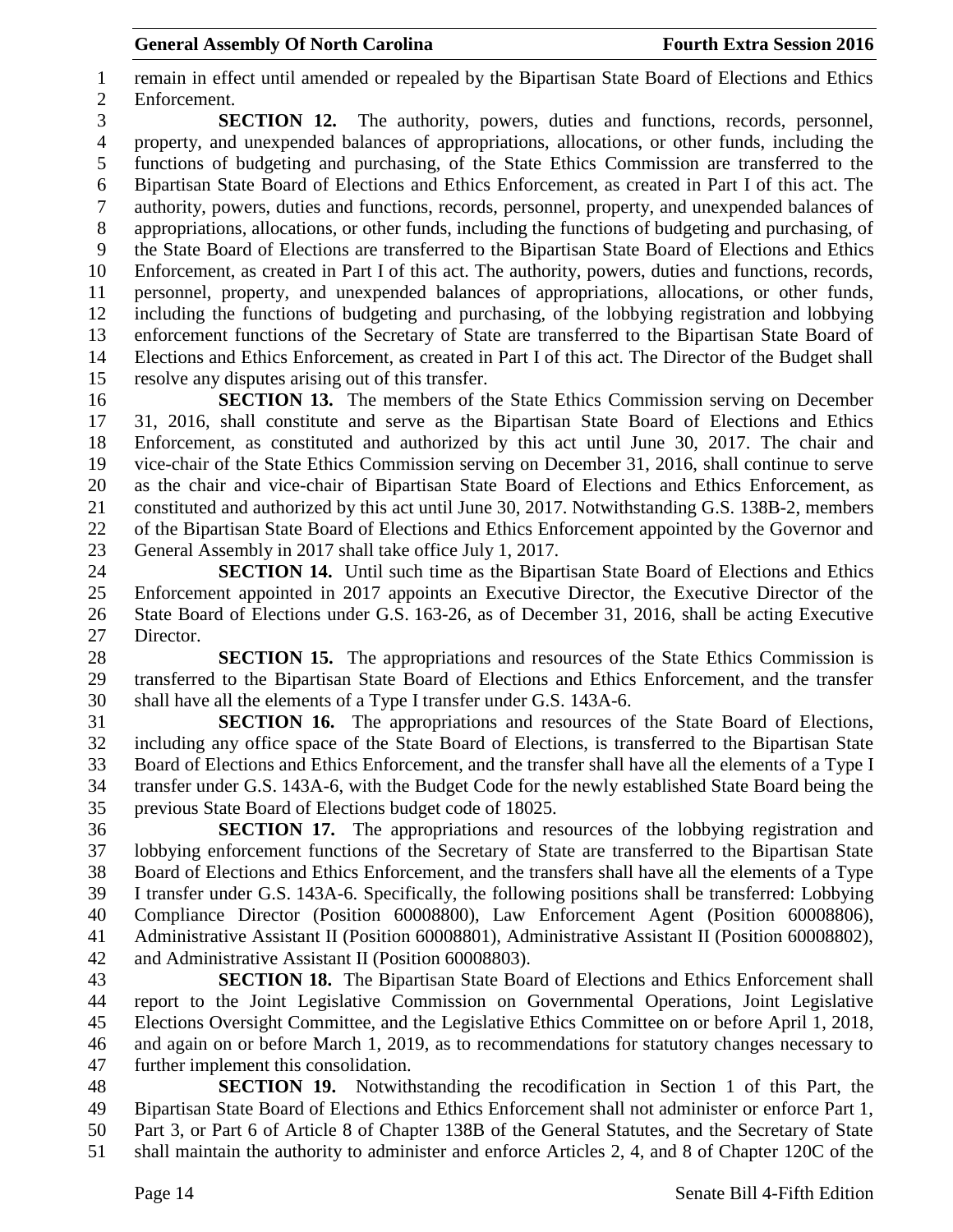remain in effect until amended or repealed by the Bipartisan State Board of Elections and Ethics Enforcement.

**SECTION 12.** The authority, powers, duties and functions, records, personnel, property, and unexpended balances of appropriations, allocations, or other funds, including the functions of budgeting and purchasing, of the State Ethics Commission are transferred to the Bipartisan State Board of Elections and Ethics Enforcement, as created in Part I of this act. The authority, powers, duties and functions, records, personnel, property, and unexpended balances of appropriations, allocations, or other funds, including the functions of budgeting and purchasing, of the State Board of Elections are transferred to the Bipartisan State Board of Elections and Ethics Enforcement, as created in Part I of this act. The authority, powers, duties and functions, records, personnel, property, and unexpended balances of appropriations, allocations, or other funds, including the functions of budgeting and purchasing, of the lobbying registration and lobbying enforcement functions of the Secretary of State are transferred to the Bipartisan State Board of Elections and Ethics Enforcement, as created in Part I of this act. The Director of the Budget shall resolve any disputes arising out of this transfer.

**SECTION 13.** The members of the State Ethics Commission serving on December 31, 2016, shall constitute and serve as the Bipartisan State Board of Elections and Ethics Enforcement, as constituted and authorized by this act until June 30, 2017. The chair and vice-chair of the State Ethics Commission serving on December 31, 2016, shall continue to serve as the chair and vice-chair of Bipartisan State Board of Elections and Ethics Enforcement, as constituted and authorized by this act until June 30, 2017. Notwithstanding G.S. 138B-2, members of the Bipartisan State Board of Elections and Ethics Enforcement appointed by the Governor and General Assembly in 2017 shall take office July 1, 2017.

**SECTION 14.** Until such time as the Bipartisan State Board of Elections and Ethics Enforcement appointed in 2017 appoints an Executive Director, the Executive Director of the State Board of Elections under G.S. 163-26, as of December 31, 2016, shall be acting Executive Director.

**SECTION 15.** The appropriations and resources of the State Ethics Commission is transferred to the Bipartisan State Board of Elections and Ethics Enforcement, and the transfer shall have all the elements of a Type I transfer under G.S. 143A-6.

**SECTION 16.** The appropriations and resources of the State Board of Elections, including any office space of the State Board of Elections, is transferred to the Bipartisan State Board of Elections and Ethics Enforcement, and the transfer shall have all the elements of a Type I transfer under G.S. 143A-6, with the Budget Code for the newly established State Board being the previous State Board of Elections budget code of 18025.

**SECTION 17.** The appropriations and resources of the lobbying registration and lobbying enforcement functions of the Secretary of State are transferred to the Bipartisan State Board of Elections and Ethics Enforcement, and the transfers shall have all the elements of a Type I transfer under G.S. 143A-6. Specifically, the following positions shall be transferred: Lobbying Compliance Director (Position 60008800), Law Enforcement Agent (Position 60008806), Administrative Assistant II (Position 60008801), Administrative Assistant II (Position 60008802), and Administrative Assistant II (Position 60008803).

**SECTION 18.** The Bipartisan State Board of Elections and Ethics Enforcement shall report to the Joint Legislative Commission on Governmental Operations, Joint Legislative Elections Oversight Committee, and the Legislative Ethics Committee on or before April 1, 2018, and again on or before March 1, 2019, as to recommendations for statutory changes necessary to further implement this consolidation.

**SECTION 19.** Notwithstanding the recodification in Section 1 of this Part, the Bipartisan State Board of Elections and Ethics Enforcement shall not administer or enforce Part 1, Part 3, or Part 6 of Article 8 of Chapter 138B of the General Statutes, and the Secretary of State shall maintain the authority to administer and enforce Articles 2, 4, and 8 of Chapter 120C of the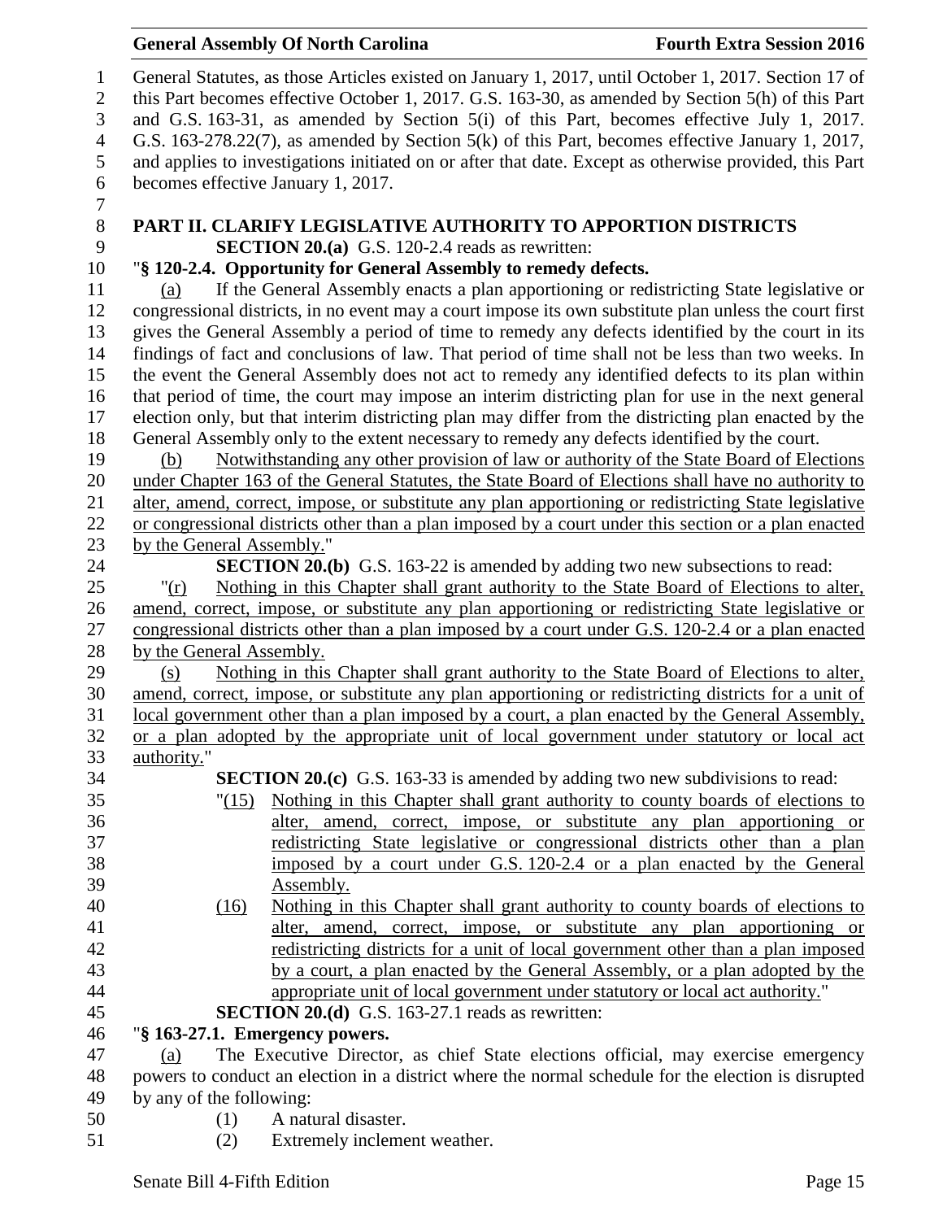General Statutes, as those Articles existed on January 1, 2017, until October 1, 2017. Section 17 of this Part becomes effective October 1, 2017. G.S. 163-30, as amended by Section 5(h) of this Part and G.S. 163-31, as amended by Section 5(i) of this Part, becomes effective July 1, 2017. G.S. 163-278.22(7), as amended by Section 5(k) of this Part, becomes effective January 1, 2017, and applies to investigations initiated on or after that date. Except as otherwise provided, this Part becomes effective January 1, 2017.

**PART II. CLARIFY LEGISLATIVE AUTHORITY TO APPORTION DISTRICTS**

**SECTION 20.(a)** G.S. 120-2.4 reads as rewritten:

"**§ 120-2.4. Opportunity for General Assembly to remedy defects.**

(a) If the General Assembly enacts a plan apportioning or redistricting State legislative or congressional districts, in no event may a court impose its own substitute plan unless the court first gives the General Assembly a period of time to remedy any defects identified by the court in its findings of fact and conclusions of law. That period of time shall not be less than two weeks. In the event the General Assembly does not act to remedy any identified defects to its plan within that period of time, the court may impose an interim districting plan for use in the next general election only, but that interim districting plan may differ from the districting plan enacted by the General Assembly only to the extent necessary to remedy any defects identified by the court.

(b) Notwithstanding any other provision of law or authority of the State Board of Elections under Chapter 163 of the General Statutes, the State Board of Elections shall have no authority to alter, amend, correct, impose, or substitute any plan apportioning or redistricting State legislative or congressional districts other than a plan imposed by a court under this section or a plan enacted by the General Assembly."

**SECTION 20.(b)** G.S. 163-22 is amended by adding two new subsections to read:

"(r) Nothing in this Chapter shall grant authority to the State Board of Elections to alter, amend, correct, impose, or substitute any plan apportioning or redistricting State legislative or congressional districts other than a plan imposed by a court under G.S. 120-2.4 or a plan enacted by the General Assembly.

(s) Nothing in this Chapter shall grant authority to the State Board of Elections to alter, amend, correct, impose, or substitute any plan apportioning or redistricting districts for a unit of local government other than a plan imposed by a court, a plan enacted by the General Assembly, or a plan adopted by the appropriate unit of local government under statutory or local act authority."

**SECTION 20.(c)** G.S. 163-33 is amended by adding two new subdivisions to read:

"(15) Nothing in this Chapter shall grant authority to county boards of elections to alter, amend, correct, impose, or substitute any plan apportioning or redistricting State legislative or congressional districts other than a plan imposed by a court under G.S. 120-2.4 or a plan enacted by the General Assembly.

(16) Nothing in this Chapter shall grant authority to county boards of elections to alter, amend, correct, impose, or substitute any plan apportioning or redistricting districts for a unit of local government other than a plan imposed by a court, a plan enacted by the General Assembly, or a plan adopted by the appropriate unit of local government under statutory or local act authority."

**SECTION 20.(d)** G.S. 163-27.1 reads as rewritten:

"**§ 163-27.1. Emergency powers.**

(a) The Executive Director, as chief State elections official, may exercise emergency powers to conduct an election in a district where the normal schedule for the election is disrupted by any of the following:

(1) A natural disaster.
(2) Extremely inclement weather.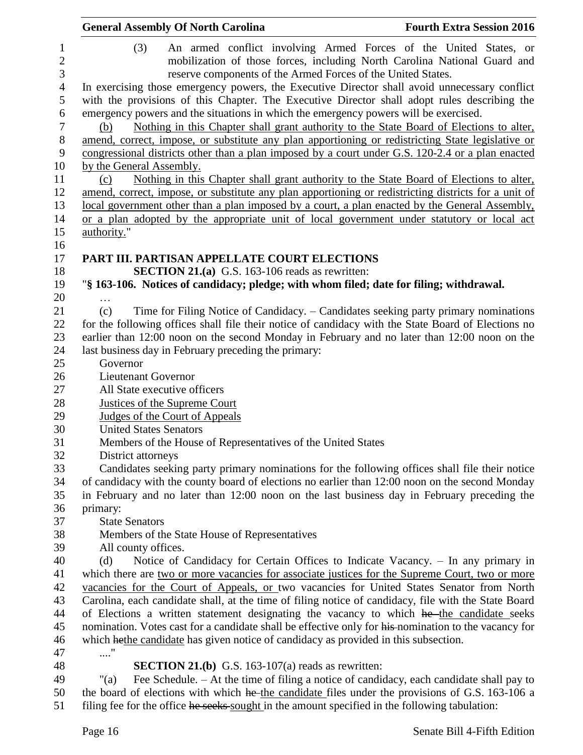(3) An armed conflict involving Armed Forces of the United States, or mobilization of those forces, including North Carolina National Guard and reserve components of the Armed Forces of the United States.

In exercising those emergency powers, the Executive Director shall avoid unnecessary conflict with the provisions of this Chapter. The Executive Director shall adopt rules describing the emergency powers and the situations in which the emergency powers will be exercised.

(b) Nothing in this Chapter shall grant authority to the State Board of Elections to alter, amend, correct, impose, or substitute any plan apportioning or redistricting State legislative or congressional districts other than a plan imposed by a court under G.S. 120-2.4 or a plan enacted by the General Assembly.

(c) Nothing in this Chapter shall grant authority to the State Board of Elections to alter, amend, correct, impose, or substitute any plan apportioning or redistricting districts for a unit of local government other than a plan imposed by a court, a plan enacted by the General Assembly, or a plan adopted by the appropriate unit of local government under statutory or local act authority."

## PART III. PARTISAN APPELLATE COURT ELECTIONS

**SECTION 21.(a)** G.S. 163-106 reads as rewritten:

"**§ 163-106. Notices of candidacy; pledge; with whom filed; date for filing; withdrawal.**

…

(c) Time for Filing Notice of Candidacy. – Candidates seeking party primary nominations for the following offices shall file their notice of candidacy with the State Board of Elections no earlier than 12:00 noon on the second Monday in February and no later than 12:00 noon on the last business day in February preceding the primary:

Governor
Lieutenant Governor
All State executive officers
Justices of the Supreme Court
Judges of the Court of Appeals
United States Senators
Members of the House of Representatives of the United States
District attorneys

Candidates seeking party primary nominations for the following offices shall file their notice of candidacy with the county board of elections no earlier than 12:00 noon on the second Monday in February and no later than 12:00 noon on the last business day in February preceding the primary:

State Senators
Members of the State House of Representatives
All county offices.

(d) Notice of Candidacy for Certain Offices to Indicate Vacancy. – In any primary in which there are two or more vacancies for associate justices for the Supreme Court, two or more vacancies for the Court of Appeals, or two vacancies for United States Senator from North Carolina, each candidate shall, at the time of filing notice of candidacy, file with the State Board of Elections a written statement designating the vacancy to which ~~he~~ the candidate seeks nomination. Votes cast for a candidate shall be effective only for ~~his~~ nomination to the vacancy for which ~~he~~the candidate has given notice of candidacy as provided in this subsection.

...."

**SECTION 21.(b)** G.S. 163-107(a) reads as rewritten:

"(a) Fee Schedule. – At the time of filing a notice of candidacy, each candidate shall pay to the board of elections with which ~~he~~ the candidate files under the provisions of G.S. 163-106 a filing fee for the office ~~he seeks~~ sought in the amount specified in the following tabulation: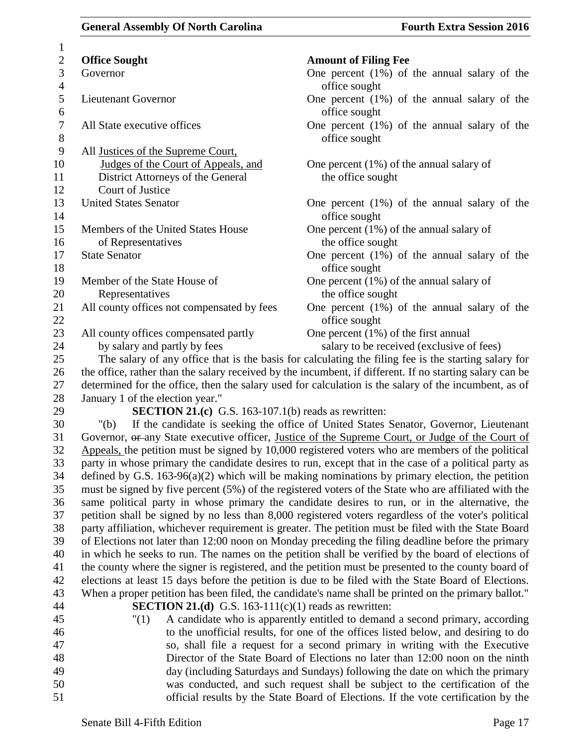| Office Sought | Amount of Filing Fee |
|---|---|
| Governor | One percent (1%) of the annual salary of the office sought |
| Lieutenant Governor | One percent (1%) of the annual salary of the office sought |
| All State executive offices | One percent (1%) of the annual salary of the office sought |
| All Justices of the Supreme Court, Judges of the Court of Appeals, and District Attorneys of the General Court of Justice | One percent (1%) of the annual salary of the office sought |
| United States Senator | One percent (1%) of the annual salary of the office sought |
| Members of the United States House of Representatives | One percent (1%) of the annual salary of the office sought |
| State Senator | One percent (1%) of the annual salary of the office sought |
| Member of the State House of Representatives | One percent (1%) of the annual salary of the office sought |
| All county offices not compensated by fees | One percent (1%) of the annual salary of the office sought |
| All county offices compensated partly by salary and partly by fees | One percent (1%) of the first annual salary to be received (exclusive of fees) |

The salary of any office that is the basis for calculating the filing fee is the starting salary for the office, rather than the salary received by the incumbent, if different. If no starting salary can be determined for the office, then the salary used for calculation is the salary of the incumbent, as of January 1 of the election year."

**SECTION 21.(c)** G.S. 163-107.1(b) reads as rewritten:

"(b) If the candidate is seeking the office of United States Senator, Governor, Lieutenant Governor, ~~or~~ any State executive officer, Justice of the Supreme Court, or Judge of the Court of Appeals, the petition must be signed by 10,000 registered voters who are members of the political party in whose primary the candidate desires to run, except that in the case of a political party as defined by G.S. 163-96(a)(2) which will be making nominations by primary election, the petition must be signed by five percent (5%) of the registered voters of the State who are affiliated with the same political party in whose primary the candidate desires to run, or in the alternative, the petition shall be signed by no less than 8,000 registered voters regardless of the voter's political party affiliation, whichever requirement is greater. The petition must be filed with the State Board of Elections not later than 12:00 noon on Monday preceding the filing deadline before the primary in which he seeks to run. The names on the petition shall be verified by the board of elections of the county where the signer is registered, and the petition must be presented to the county board of elections at least 15 days before the petition is due to be filed with the State Board of Elections. When a proper petition has been filed, the candidate's name shall be printed on the primary ballot."

**SECTION 21.(d)** G.S. 163-111(c)(1) reads as rewritten:

"(1) A candidate who is apparently entitled to demand a second primary, according to the unofficial results, for one of the offices listed below, and desiring to do so, shall file a request for a second primary in writing with the Executive Director of the State Board of Elections no later than 12:00 noon on the ninth day (including Saturdays and Sundays) following the date on which the primary was conducted, and such request shall be subject to the certification of the official results by the State Board of Elections. If the vote certification by the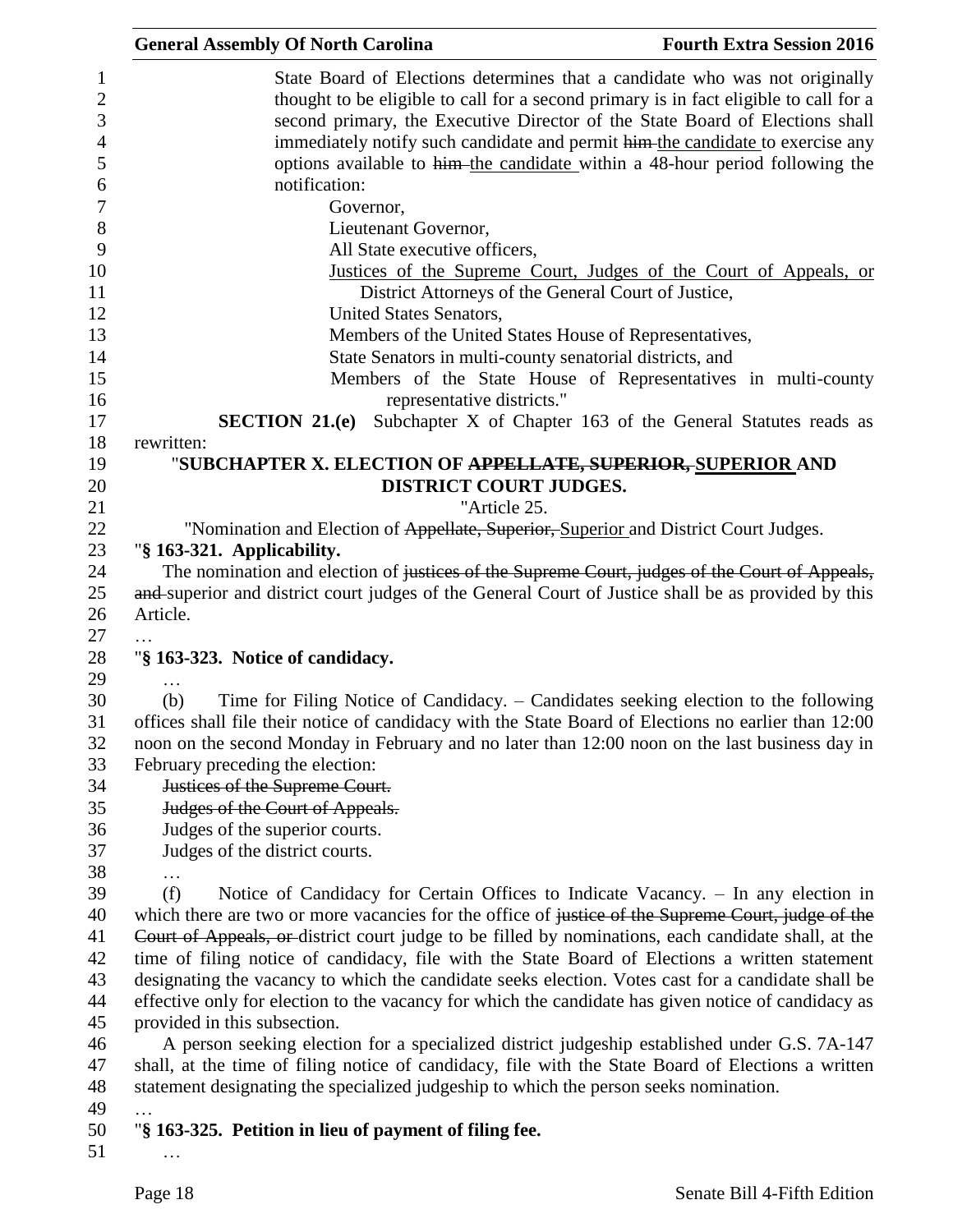State Board of Elections determines that a candidate who was not originally thought to be eligible to call for a second primary is in fact eligible to call for a second primary, the Executive Director of the State Board of Elections shall immediately notify such candidate and permit ~~him~~ the candidate to exercise any options available to ~~him~~ the candidate within a 48-hour period following the notification:

Governor,
Lieutenant Governor,
All State executive officers,
Justices of the Supreme Court, Judges of the Court of Appeals, or District Attorneys of the General Court of Justice,
United States Senators,
Members of the United States House of Representatives,
State Senators in multi-county senatorial districts, and
Members of the State House of Representatives in multi-county representative districts."

**SECTION 21.(e)** Subchapter X of Chapter 163 of the General Statutes reads as rewritten:

"**SUBCHAPTER X. ELECTION OF ~~APPELLATE, SUPERIOR,~~ SUPERIOR AND DISTRICT COURT JUDGES.**

"Article 25.

"Nomination and Election of ~~Appellate, Superior,~~ Superior and District Court Judges.

"**§ 163-321. Applicability.**

The nomination and election of ~~justices of the Supreme Court, judges of the Court of Appeals, and~~ superior and district court judges of the General Court of Justice shall be as provided by this Article.

…

"**§ 163-323. Notice of candidacy.**

…

(b) Time for Filing Notice of Candidacy. – Candidates seeking election to the following offices shall file their notice of candidacy with the State Board of Elections no earlier than 12:00 noon on the second Monday in February and no later than 12:00 noon on the last business day in February preceding the election:

~~Justices of the Supreme Court.~~
~~Judges of the Court of Appeals.~~
Judges of the superior courts.
Judges of the district courts.

…

(f) Notice of Candidacy for Certain Offices to Indicate Vacancy. – In any election in which there are two or more vacancies for the office of ~~justice of the Supreme Court, judge of the Court of Appeals, or~~ district court judge to be filled by nominations, each candidate shall, at the time of filing notice of candidacy, file with the State Board of Elections a written statement designating the vacancy to which the candidate seeks election. Votes cast for a candidate shall be effective only for election to the vacancy for which the candidate has given notice of candidacy as provided in this subsection.

A person seeking election for a specialized district judgeship established under G.S. 7A-147 shall, at the time of filing notice of candidacy, file with the State Board of Elections a written statement designating the specialized judgeship to which the person seeks nomination.

…

"**§ 163-325. Petition in lieu of payment of filing fee.**

…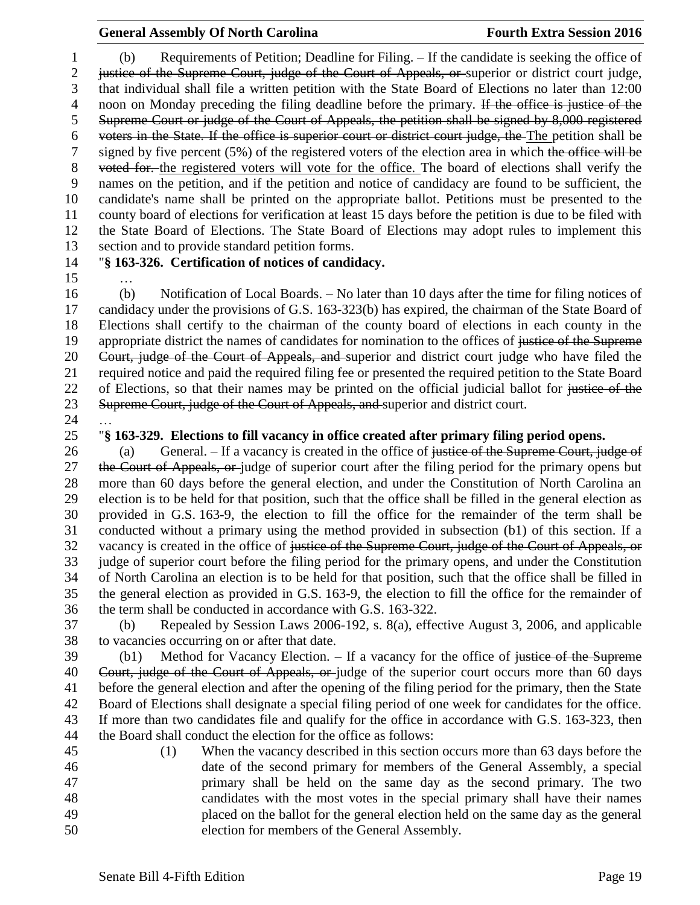(b) Requirements of Petition; Deadline for Filing. – If the candidate is seeking the office of ~~justice of the Supreme Court, judge of the Court of Appeals, or~~ superior or district court judge, that individual shall file a written petition with the State Board of Elections no later than 12:00 noon on Monday preceding the filing deadline before the primary. ~~If the office is justice of the Supreme Court or judge of the Court of Appeals, the petition shall be signed by 8,000 registered voters in the State. If the office is superior court or district court judge, the~~ The petition shall be signed by five percent (5%) of the registered voters of the election area in which ~~the office will be voted for.~~ the registered voters will vote for the office. The board of elections shall verify the names on the petition, and if the petition and notice of candidacy are found to be sufficient, the candidate's name shall be printed on the appropriate ballot. Petitions must be presented to the county board of elections for verification at least 15 days before the petition is due to be filed with the State Board of Elections. The State Board of Elections may adopt rules to implement this section and to provide standard petition forms.

"**§ 163-326. Certification of notices of candidacy.**

…

(b) Notification of Local Boards. – No later than 10 days after the time for filing notices of candidacy under the provisions of G.S. 163-323(b) has expired, the chairman of the State Board of Elections shall certify to the chairman of the county board of elections in each county in the appropriate district the names of candidates for nomination to the offices of ~~justice of the Supreme Court, judge of the Court of Appeals, and~~ superior and district court judge who have filed the required notice and paid the required filing fee or presented the required petition to the State Board of Elections, so that their names may be printed on the official judicial ballot for ~~justice of the Supreme Court, judge of the Court of Appeals, and~~ superior and district court.

…

"**§ 163-329. Elections to fill vacancy in office created after primary filing period opens.**

(a) General. – If a vacancy is created in the office of ~~justice of the Supreme Court, judge of the Court of Appeals, or~~ judge of superior court after the filing period for the primary opens but more than 60 days before the general election, and under the Constitution of North Carolina an election is to be held for that position, such that the office shall be filled in the general election as provided in G.S. 163-9, the election to fill the office for the remainder of the term shall be conducted without a primary using the method provided in subsection (b1) of this section. If a vacancy is created in the office of ~~justice of the Supreme Court, judge of the Court of Appeals, or~~ judge of superior court before the filing period for the primary opens, and under the Constitution of North Carolina an election is to be held for that position, such that the office shall be filled in the general election as provided in G.S. 163-9, the election to fill the office for the remainder of the term shall be conducted in accordance with G.S. 163-322.

(b) Repealed by Session Laws 2006-192, s. 8(a), effective August 3, 2006, and applicable to vacancies occurring on or after that date.

(b1) Method for Vacancy Election. – If a vacancy for the office of ~~justice of the Supreme Court, judge of the Court of Appeals, or~~ judge of the superior court occurs more than 60 days before the general election and after the opening of the filing period for the primary, then the State Board of Elections shall designate a special filing period of one week for candidates for the office. If more than two candidates file and qualify for the office in accordance with G.S. 163-323, then the Board shall conduct the election for the office as follows:

(1) When the vacancy described in this section occurs more than 63 days before the date of the second primary for members of the General Assembly, a special primary shall be held on the same day as the second primary. The two candidates with the most votes in the special primary shall have their names placed on the ballot for the general election held on the same day as the general election for members of the General Assembly.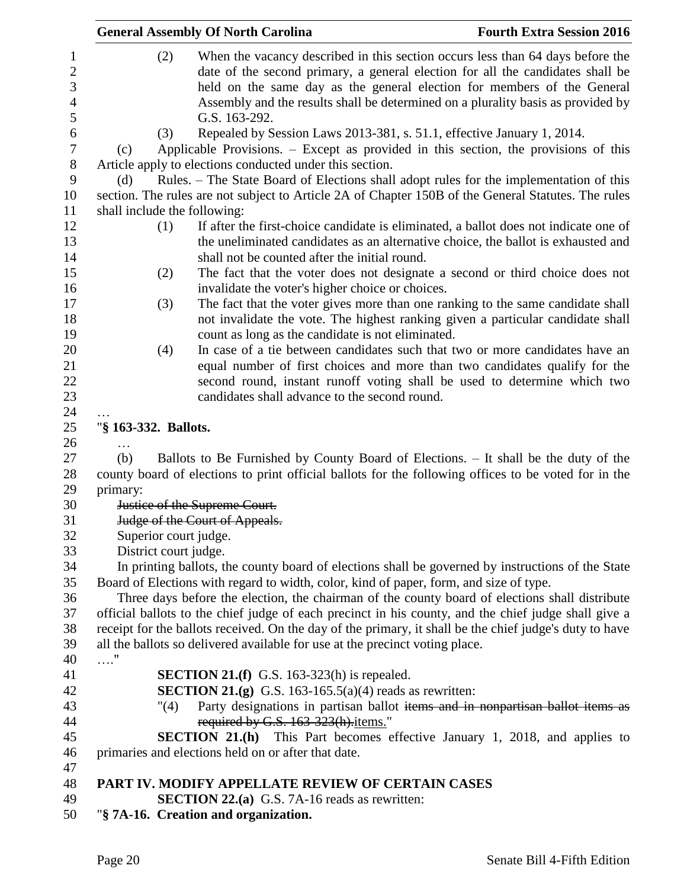(2) When the vacancy described in this section occurs less than 64 days before the date of the second primary, a general election for all the candidates shall be held on the same day as the general election for members of the General Assembly and the results shall be determined on a plurality basis as provided by G.S. 163-292.

(3) Repealed by Session Laws 2013-381, s. 51.1, effective January 1, 2014.

(c) Applicable Provisions. – Except as provided in this section, the provisions of this Article apply to elections conducted under this section.

(d) Rules. – The State Board of Elections shall adopt rules for the implementation of this section. The rules are not subject to Article 2A of Chapter 150B of the General Statutes. The rules shall include the following:

(1) If after the first-choice candidate is eliminated, a ballot does not indicate one of the uneliminated candidates as an alternative choice, the ballot is exhausted and shall not be counted after the initial round.

(2) The fact that the voter does not designate a second or third choice does not invalidate the voter's higher choice or choices.

(3) The fact that the voter gives more than one ranking to the same candidate shall not invalidate the vote. The highest ranking given a particular candidate shall count as long as the candidate is not eliminated.

(4) In case of a tie between candidates such that two or more candidates have an equal number of first choices and more than two candidates qualify for the second round, instant runoff voting shall be used to determine which two candidates shall advance to the second round.

…

"**§ 163-332. Ballots.**

…

(b) Ballots to Be Furnished by County Board of Elections. – It shall be the duty of the county board of elections to print official ballots for the following offices to be voted for in the primary:

~~Justice of the Supreme Court.~~

~~Judge of the Court of Appeals.~~

Superior court judge.

District court judge.

In printing ballots, the county board of elections shall be governed by instructions of the State Board of Elections with regard to width, color, kind of paper, form, and size of type.

Three days before the election, the chairman of the county board of elections shall distribute official ballots to the chief judge of each precinct in his county, and the chief judge shall give a receipt for the ballots received. On the day of the primary, it shall be the chief judge's duty to have all the ballots so delivered available for use at the precinct voting place.

…."

**SECTION 21.(f)** G.S. 163-323(h) is repealed.

**SECTION 21.(g)** G.S. 163-165.5(a)(4) reads as rewritten:

"(4) Party designations in partisan ballot ~~items and in nonpartisan ballot items as required by G.S. 163-323(h).~~items."

**SECTION 21.(h)** This Part becomes effective January 1, 2018, and applies to primaries and elections held on or after that date.

## PART IV. MODIFY APPELLATE REVIEW OF CERTAIN CASES

**SECTION 22.(a)** G.S. 7A-16 reads as rewritten:

"**§ 7A-16. Creation and organization.**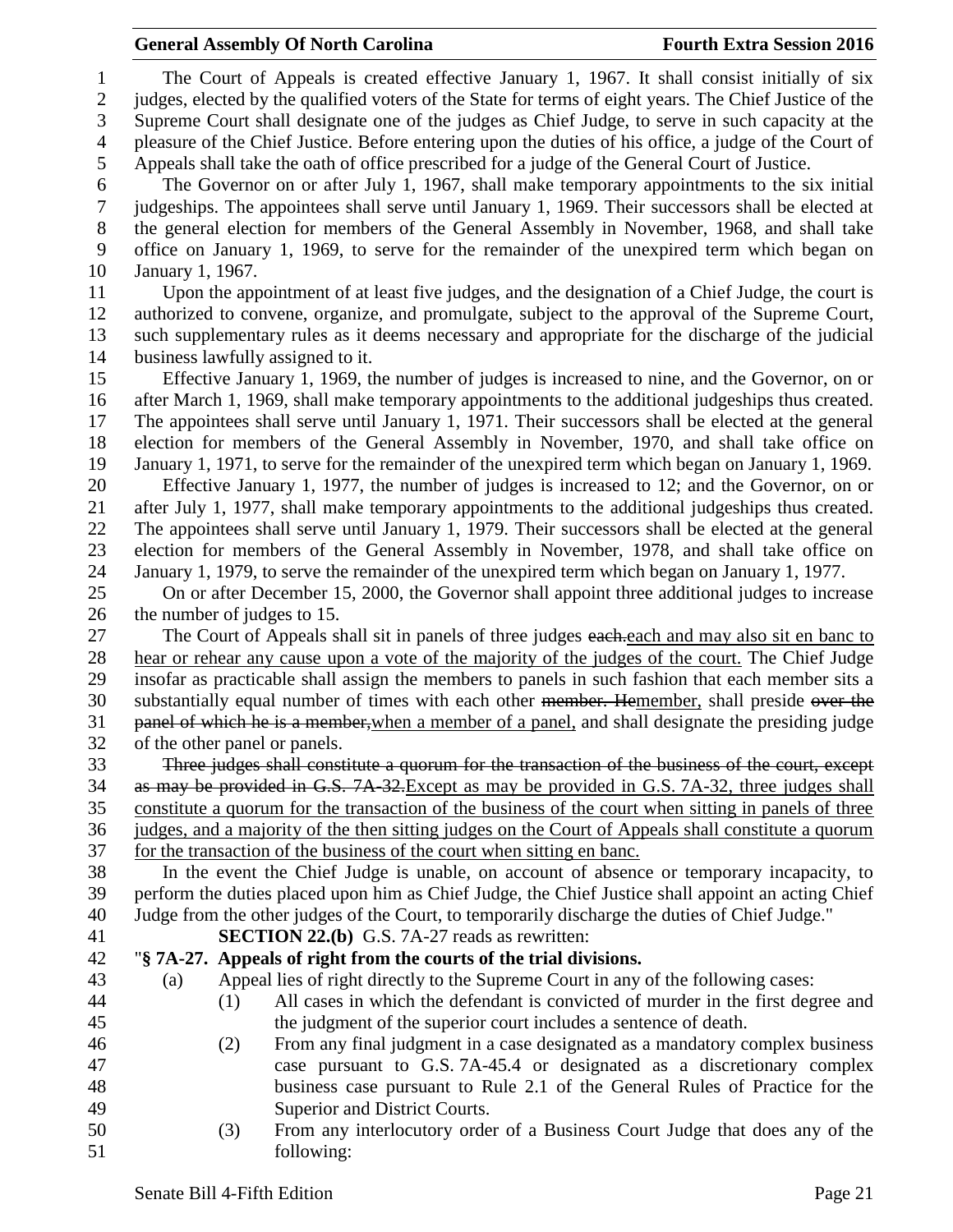The Court of Appeals is created effective January 1, 1967. It shall consist initially of six judges, elected by the qualified voters of the State for terms of eight years. The Chief Justice of the Supreme Court shall designate one of the judges as Chief Judge, to serve in such capacity at the pleasure of the Chief Justice. Before entering upon the duties of his office, a judge of the Court of Appeals shall take the oath of office prescribed for a judge of the General Court of Justice.

The Governor on or after July 1, 1967, shall make temporary appointments to the six initial judgeships. The appointees shall serve until January 1, 1969. Their successors shall be elected at the general election for members of the General Assembly in November, 1968, and shall take office on January 1, 1969, to serve for the remainder of the unexpired term which began on January 1, 1967.

Upon the appointment of at least five judges, and the designation of a Chief Judge, the court is authorized to convene, organize, and promulgate, subject to the approval of the Supreme Court, such supplementary rules as it deems necessary and appropriate for the discharge of the judicial business lawfully assigned to it.

Effective January 1, 1969, the number of judges is increased to nine, and the Governor, on or after March 1, 1969, shall make temporary appointments to the additional judgeships thus created. The appointees shall serve until January 1, 1971. Their successors shall be elected at the general election for members of the General Assembly in November, 1970, and shall take office on January 1, 1971, to serve for the remainder of the unexpired term which began on January 1, 1969.

Effective January 1, 1977, the number of judges is increased to 12; and the Governor, on or after July 1, 1977, shall make temporary appointments to the additional judgeships thus created. The appointees shall serve until January 1, 1979. Their successors shall be elected at the general election for members of the General Assembly in November, 1978, and shall take office on January 1, 1979, to serve the remainder of the unexpired term which began on January 1, 1977.

On or after December 15, 2000, the Governor shall appoint three additional judges to increase the number of judges to 15.

The Court of Appeals shall sit in panels of three judges ~~each.~~<u>each and may also sit en banc to hear or rehear any cause upon a vote of the majority of the judges of the court.</u> The Chief Judge insofar as practicable shall assign the members to panels in such fashion that each member sits a substantially equal number of times with each other ~~member. He~~<u>member,</u> shall preside ~~over the panel of which he is a member,~~<u>when a member of a panel,</u> and shall designate the presiding judge of the other panel or panels.

~~Three judges shall constitute a quorum for the transaction of the business of the court, except as may be provided in G.S. 7A-32.~~<u>Except as may be provided in G.S. 7A-32, three judges shall constitute a quorum for the transaction of the business of the court when sitting in panels of three judges, and a majority of the then sitting judges on the Court of Appeals shall constitute a quorum for the transaction of the business of the court when sitting en banc.</u>

In the event the Chief Judge is unable, on account of absence or temporary incapacity, to perform the duties placed upon him as Chief Judge, the Chief Justice shall appoint an acting Chief Judge from the other judges of the Court, to temporarily discharge the duties of Chief Judge."

**SECTION 22.(b)** G.S. 7A-27 reads as rewritten:

"**§ 7A-27. Appeals of right from the courts of the trial divisions.**

(a) Appeal lies of right directly to the Supreme Court in any of the following cases:

(1) All cases in which the defendant is convicted of murder in the first degree and the judgment of the superior court includes a sentence of death.

(2) From any final judgment in a case designated as a mandatory complex business case pursuant to G.S. 7A-45.4 or designated as a discretionary complex business case pursuant to Rule 2.1 of the General Rules of Practice for the Superior and District Courts.

(3) From any interlocutory order of a Business Court Judge that does any of the following: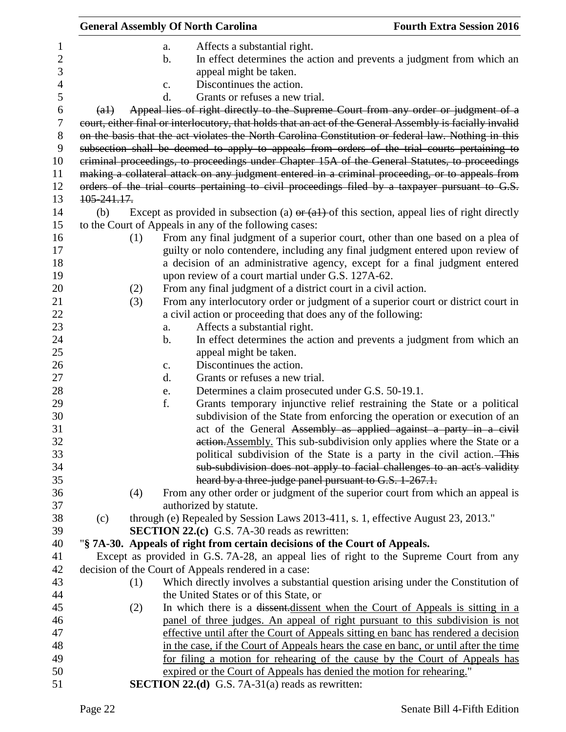a. Affects a substantial right.

b. In effect determines the action and prevents a judgment from which an appeal might be taken.

c. Discontinues the action.

d. Grants or refuses a new trial.

~~(a1) Appeal lies of right directly to the Supreme Court from any order or judgment of a court, either final or interlocutory, that holds that an act of the General Assembly is facially invalid on the basis that the act violates the North Carolina Constitution or federal law. Nothing in this subsection shall be deemed to apply to appeals from orders of the trial courts pertaining to criminal proceedings, to proceedings under Chapter 15A of the General Statutes, to proceedings making a collateral attack on any judgment entered in a criminal proceeding, or to appeals from orders of the trial courts pertaining to civil proceedings filed by a taxpayer pursuant to G.S. 105-241.17.~~

(b) Except as provided in subsection (a) ~~or (a1)~~ of this section, appeal lies of right directly to the Court of Appeals in any of the following cases:

(1) From any final judgment of a superior court, other than one based on a plea of guilty or nolo contendere, including any final judgment entered upon review of a decision of an administrative agency, except for a final judgment entered upon review of a court martial under G.S. 127A-62.

(2) From any final judgment of a district court in a civil action.

(3) From any interlocutory order or judgment of a superior court or district court in a civil action or proceeding that does any of the following:

a. Affects a substantial right.

b. In effect determines the action and prevents a judgment from which an appeal might be taken.

c. Discontinues the action.

d. Grants or refuses a new trial.

e. Determines a claim prosecuted under G.S. 50-19.1.

f. Grants temporary injunctive relief restraining the State or a political subdivision of the State from enforcing the operation or execution of an act of the General ~~Assembly as applied against a party in a civil action.~~<u>Assembly.</u> This sub-subdivision only applies where the State or a political subdivision of the State is a party in the civil action. ~~This sub-subdivision does not apply to facial challenges to an act's validity heard by a three-judge panel pursuant to G.S. 1-267.1.~~

(4) From any other order or judgment of the superior court from which an appeal is authorized by statute.

(c) through (e) Repealed by Session Laws 2013-411, s. 1, effective August 23, 2013."

**SECTION 22.(c)** G.S. 7A-30 reads as rewritten:

"**§ 7A-30. Appeals of right from certain decisions of the Court of Appeals.**

Except as provided in G.S. 7A-28, an appeal lies of right to the Supreme Court from any decision of the Court of Appeals rendered in a case:

(1) Which directly involves a substantial question arising under the Constitution of the United States or of this State, or

(2) In which there is a ~~dissent.~~<u>dissent when the Court of Appeals is sitting in a panel of three judges. An appeal of right pursuant to this subdivision is not effective until after the Court of Appeals sitting en banc has rendered a decision in the case, if the Court of Appeals hears the case en banc, or until after the time for filing a motion for rehearing of the cause by the Court of Appeals has expired or the Court of Appeals has denied the motion for rehearing.</u>"

**SECTION 22.(d)** G.S. 7A-31(a) reads as rewritten: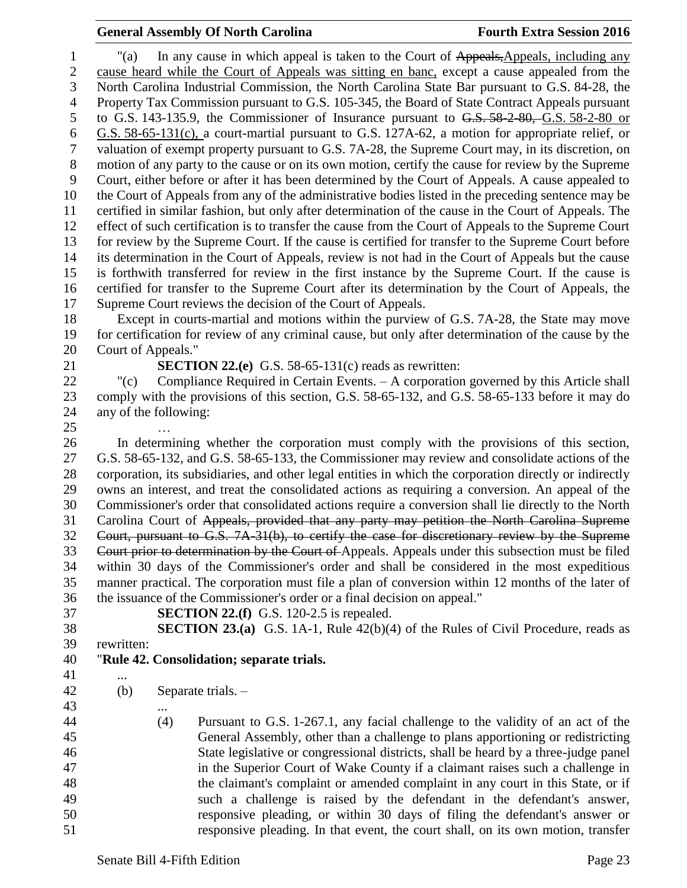"(a) In any cause in which appeal is taken to the Court of ~~Appeals,~~Appeals, including any cause heard while the Court of Appeals was sitting en banc, except a cause appealed from the North Carolina Industrial Commission, the North Carolina State Bar pursuant to G.S. 84-28, the Property Tax Commission pursuant to G.S. 105-345, the Board of State Contract Appeals pursuant to G.S. 143-135.9, the Commissioner of Insurance pursuant to ~~G.S. 58-2-80,~~ G.S. 58-2-80 or G.S. 58-65-131(c), a court-martial pursuant to G.S. 127A-62, a motion for appropriate relief, or valuation of exempt property pursuant to G.S. 7A-28, the Supreme Court may, in its discretion, on motion of any party to the cause or on its own motion, certify the cause for review by the Supreme Court, either before or after it has been determined by the Court of Appeals. A cause appealed to the Court of Appeals from any of the administrative bodies listed in the preceding sentence may be certified in similar fashion, but only after determination of the cause in the Court of Appeals. The effect of such certification is to transfer the cause from the Court of Appeals to the Supreme Court for review by the Supreme Court. If the cause is certified for transfer to the Supreme Court before its determination in the Court of Appeals, review is not had in the Court of Appeals but the cause is forthwith transferred for review in the first instance by the Supreme Court. If the cause is certified for transfer to the Supreme Court after its determination by the Court of Appeals, the Supreme Court reviews the decision of the Court of Appeals.

Except in courts-martial and motions within the purview of G.S. 7A-28, the State may move for certification for review of any criminal cause, but only after determination of the cause by the Court of Appeals."

**SECTION 22.(e)** G.S. 58-65-131(c) reads as rewritten:

"(c) Compliance Required in Certain Events. – A corporation governed by this Article shall comply with the provisions of this section, G.S. 58-65-132, and G.S. 58-65-133 before it may do any of the following:

…

In determining whether the corporation must comply with the provisions of this section, G.S. 58-65-132, and G.S. 58-65-133, the Commissioner may review and consolidate actions of the corporation, its subsidiaries, and other legal entities in which the corporation directly or indirectly owns an interest, and treat the consolidated actions as requiring a conversion. An appeal of the Commissioner's order that consolidated actions require a conversion shall lie directly to the North Carolina Court of ~~Appeals, provided that any party may petition the North Carolina Supreme Court, pursuant to G.S. 7A-31(b), to certify the case for discretionary review by the Supreme Court prior to determination by the Court of~~ Appeals. Appeals under this subsection must be filed within 30 days of the Commissioner's order and shall be considered in the most expeditious manner practical. The corporation must file a plan of conversion within 12 months of the later of the issuance of the Commissioner's order or a final decision on appeal."

**SECTION 22.(f)** G.S. 120-2.5 is repealed.

**SECTION 23.(a)** G.S. 1A-1, Rule 42(b)(4) of the Rules of Civil Procedure, reads as rewritten:

"**Rule 42. Consolidation; separate trials.**

...

(b) Separate trials. –

...

(4) Pursuant to G.S. 1-267.1, any facial challenge to the validity of an act of the General Assembly, other than a challenge to plans apportioning or redistricting State legislative or congressional districts, shall be heard by a three-judge panel in the Superior Court of Wake County if a claimant raises such a challenge in the claimant's complaint or amended complaint in any court in this State, or if such a challenge is raised by the defendant in the defendant's answer, responsive pleading, or within 30 days of filing the defendant's answer or responsive pleading. In that event, the court shall, on its own motion, transfer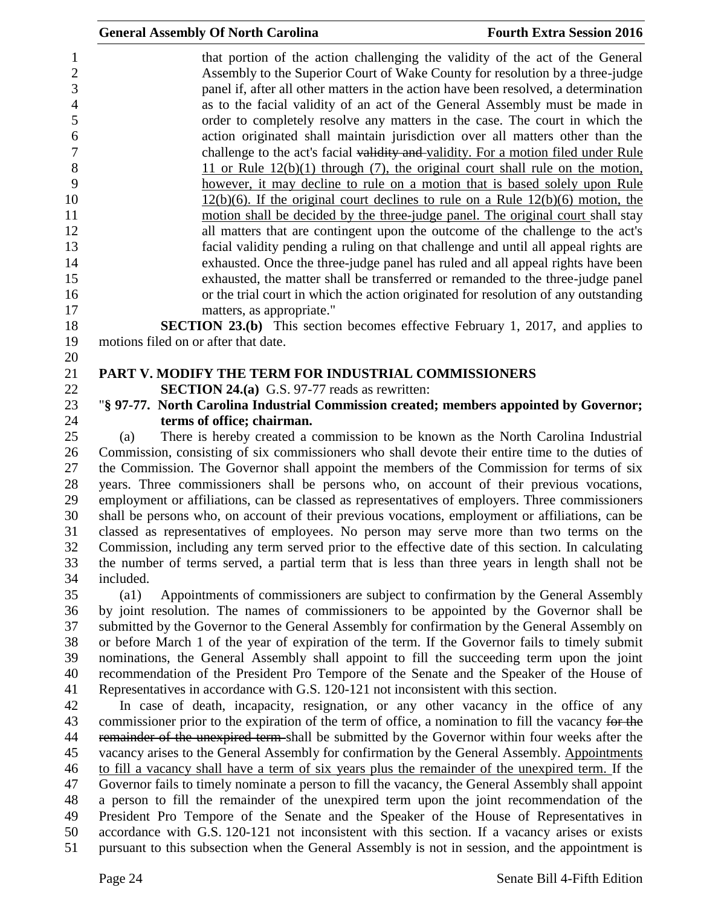that portion of the action challenging the validity of the act of the General Assembly to the Superior Court of Wake County for resolution by a three-judge panel if, after all other matters in the action have been resolved, a determination as to the facial validity of an act of the General Assembly must be made in order to completely resolve any matters in the case. The court in which the action originated shall maintain jurisdiction over all matters other than the challenge to the act's facial ~~validity and~~ validity. For a motion filed under Rule 11 or Rule 12(b)(1) through (7), the original court shall rule on the motion, however, it may decline to rule on a motion that is based solely upon Rule 12(b)(6). If the original court declines to rule on a Rule 12(b)(6) motion, the motion shall be decided by the three-judge panel. The original court shall stay all matters that are contingent upon the outcome of the challenge to the act's facial validity pending a ruling on that challenge and until all appeal rights are exhausted. Once the three-judge panel has ruled and all appeal rights have been exhausted, the matter shall be transferred or remanded to the three-judge panel or the trial court in which the action originated for resolution of any outstanding matters, as appropriate."

**SECTION 23.(b)** This section becomes effective February 1, 2017, and applies to motions filed on or after that date.

## PART V. MODIFY THE TERM FOR INDUSTRIAL COMMISSIONERS

**SECTION 24.(a)** G.S. 97-77 reads as rewritten:

"**§ 97-77. North Carolina Industrial Commission created; members appointed by Governor; terms of office; chairman.**

(a) There is hereby created a commission to be known as the North Carolina Industrial Commission, consisting of six commissioners who shall devote their entire time to the duties of the Commission. The Governor shall appoint the members of the Commission for terms of six years. Three commissioners shall be persons who, on account of their previous vocations, employment or affiliations, can be classed as representatives of employers. Three commissioners shall be persons who, on account of their previous vocations, employment or affiliations, can be classed as representatives of employees. No person may serve more than two terms on the Commission, including any term served prior to the effective date of this section. In calculating the number of terms served, a partial term that is less than three years in length shall not be included.

(a1) Appointments of commissioners are subject to confirmation by the General Assembly by joint resolution. The names of commissioners to be appointed by the Governor shall be submitted by the Governor to the General Assembly for confirmation by the General Assembly on or before March 1 of the year of expiration of the term. If the Governor fails to timely submit nominations, the General Assembly shall appoint to fill the succeeding term upon the joint recommendation of the President Pro Tempore of the Senate and the Speaker of the House of Representatives in accordance with G.S. 120-121 not inconsistent with this section.

In case of death, incapacity, resignation, or any other vacancy in the office of any commissioner prior to the expiration of the term of office, a nomination to fill the vacancy ~~for the remainder of the unexpired term~~ shall be submitted by the Governor within four weeks after the vacancy arises to the General Assembly for confirmation by the General Assembly. Appointments to fill a vacancy shall have a term of six years plus the remainder of the unexpired term. If the Governor fails to timely nominate a person to fill the vacancy, the General Assembly shall appoint a person to fill the remainder of the unexpired term upon the joint recommendation of the President Pro Tempore of the Senate and the Speaker of the House of Representatives in accordance with G.S. 120-121 not inconsistent with this section. If a vacancy arises or exists pursuant to this subsection when the General Assembly is not in session, and the appointment is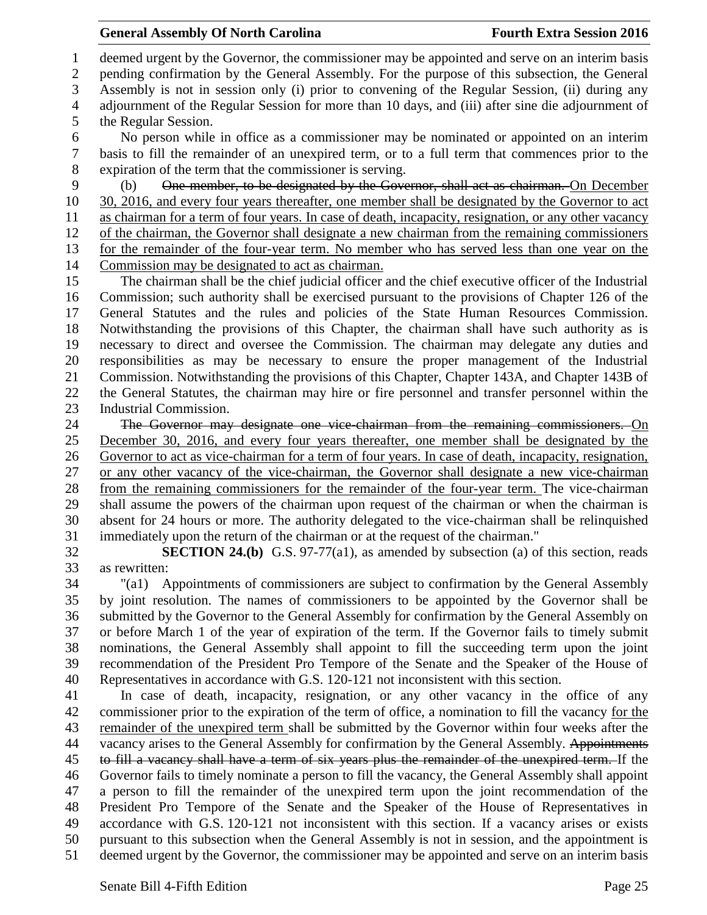deemed urgent by the Governor, the commissioner may be appointed and serve on an interim basis pending confirmation by the General Assembly. For the purpose of this subsection, the General Assembly is not in session only (i) prior to convening of the Regular Session, (ii) during any adjournment of the Regular Session for more than 10 days, and (iii) after sine die adjournment of the Regular Session.

No person while in office as a commissioner may be nominated or appointed on an interim basis to fill the remainder of an unexpired term, or to a full term that commences prior to the expiration of the term that the commissioner is serving.

(b) ~~One member, to be designated by the Governor, shall act as chairman.~~ <u>On December 30, 2016, and every four years thereafter, one member shall be designated by the Governor to act as chairman for a term of four years. In case of death, incapacity, resignation, or any other vacancy of the chairman, the Governor shall designate a new chairman from the remaining commissioners for the remainder of the four-year term. No member who has served less than one year on the Commission may be designated to act as chairman.</u>

The chairman shall be the chief judicial officer and the chief executive officer of the Industrial Commission; such authority shall be exercised pursuant to the provisions of Chapter 126 of the General Statutes and the rules and policies of the State Human Resources Commission. Notwithstanding the provisions of this Chapter, the chairman shall have such authority as is necessary to direct and oversee the Commission. The chairman may delegate any duties and responsibilities as may be necessary to ensure the proper management of the Industrial Commission. Notwithstanding the provisions of this Chapter, Chapter 143A, and Chapter 143B of the General Statutes, the chairman may hire or fire personnel and transfer personnel within the Industrial Commission.

~~The Governor may designate one vice-chairman from the remaining commissioners.~~ <u>On December 30, 2016, and every four years thereafter, one member shall be designated by the Governor to act as vice-chairman for a term of four years. In case of death, incapacity, resignation, or any other vacancy of the vice-chairman, the Governor shall designate a new vice-chairman from the remaining commissioners for the remainder of the four-year term.</u> The vice-chairman shall assume the powers of the chairman upon request of the chairman or when the chairman is absent for 24 hours or more. The authority delegated to the vice-chairman shall be relinquished immediately upon the return of the chairman or at the request of the chairman."

**SECTION 24.(b)** G.S. 97-77(a1), as amended by subsection (a) of this section, reads as rewritten:

"(a1) Appointments of commissioners are subject to confirmation by the General Assembly by joint resolution. The names of commissioners to be appointed by the Governor shall be submitted by the Governor to the General Assembly for confirmation by the General Assembly on or before March 1 of the year of expiration of the term. If the Governor fails to timely submit nominations, the General Assembly shall appoint to fill the succeeding term upon the joint recommendation of the President Pro Tempore of the Senate and the Speaker of the House of Representatives in accordance with G.S. 120-121 not inconsistent with this section.

In case of death, incapacity, resignation, or any other vacancy in the office of any commissioner prior to the expiration of the term of office, a nomination to fill the vacancy <u>for the remainder of the unexpired term</u> shall be submitted by the Governor within four weeks after the vacancy arises to the General Assembly for confirmation by the General Assembly. ~~Appointments to fill a vacancy shall have a term of six years plus the remainder of the unexpired term.~~ If the Governor fails to timely nominate a person to fill the vacancy, the General Assembly shall appoint a person to fill the remainder of the unexpired term upon the joint recommendation of the President Pro Tempore of the Senate and the Speaker of the House of Representatives in accordance with G.S. 120-121 not inconsistent with this section. If a vacancy arises or exists pursuant to this subsection when the General Assembly is not in session, and the appointment is deemed urgent by the Governor, the commissioner may be appointed and serve on an interim basis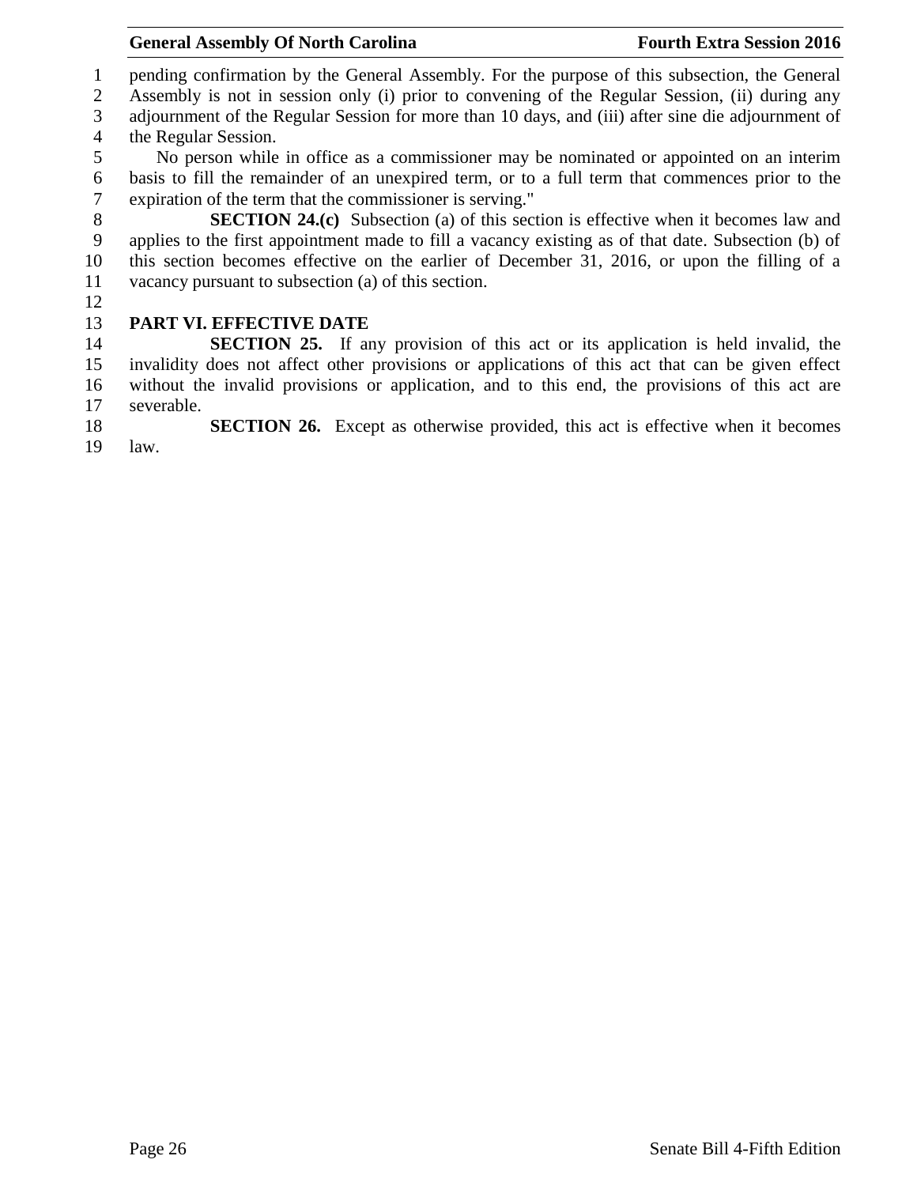pending confirmation by the General Assembly. For the purpose of this subsection, the General Assembly is not in session only (i) prior to convening of the Regular Session, (ii) during any adjournment of the Regular Session for more than 10 days, and (iii) after sine die adjournment of the Regular Session.

No person while in office as a commissioner may be nominated or appointed on an interim basis to fill the remainder of an unexpired term, or to a full term that commences prior to the expiration of the term that the commissioner is serving."

**SECTION 24.(c)** Subsection (a) of this section is effective when it becomes law and applies to the first appointment made to fill a vacancy existing as of that date. Subsection (b) of this section becomes effective on the earlier of December 31, 2016, or upon the filling of a vacancy pursuant to subsection (a) of this section.

## PART VI. EFFECTIVE DATE

**SECTION 25.** If any provision of this act or its application is held invalid, the invalidity does not affect other provisions or applications of this act that can be given effect without the invalid provisions or application, and to this end, the provisions of this act are severable.

**SECTION 26.** Except as otherwise provided, this act is effective when it becomes law.